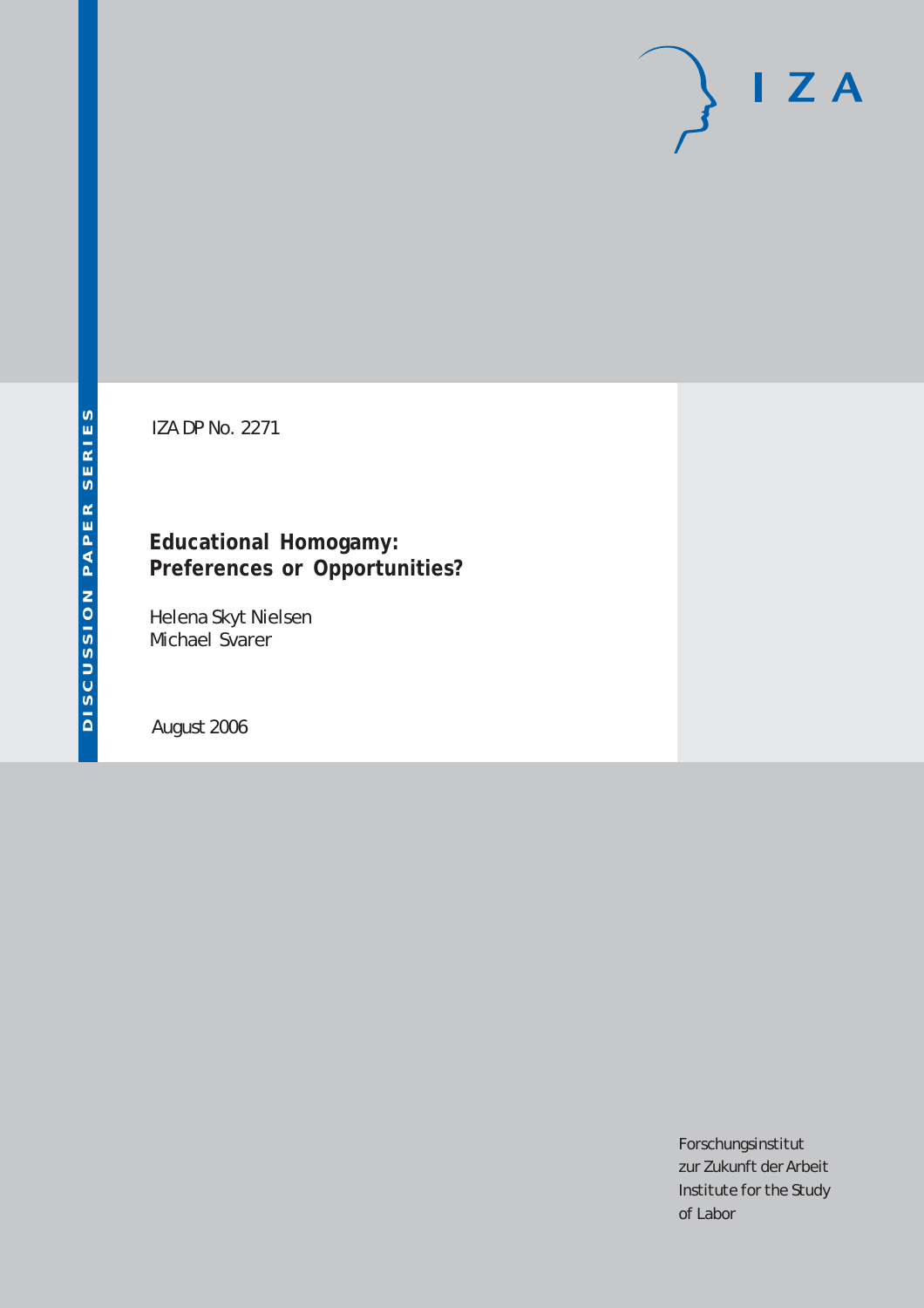DISCUSSION PAPER SERIES

IZA

IZA DP No. 2271

# Educational Homogamy: Preferences or Opportunities?

Helena Skyt Nielsen
Michael Svarer

August 2006

Forschungsinstitut
zur Zukunft der Arbeit
Institute for the Study
of Labor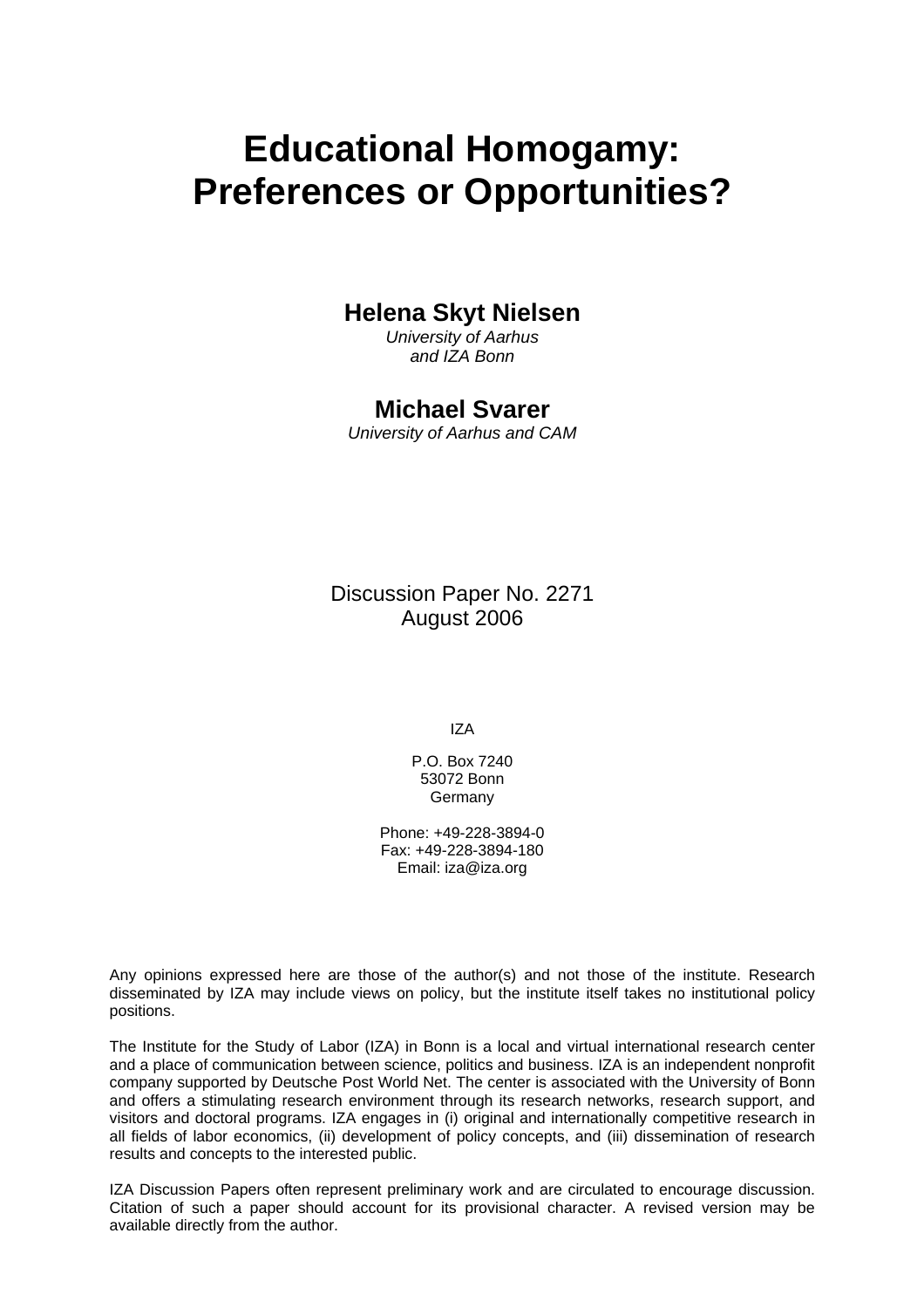# Educational Homogamy: Preferences or Opportunities?

**Helena Skyt Nielsen**
*University of Aarhus and IZA Bonn*

**Michael Svarer**
*University of Aarhus and CAM*

Discussion Paper No. 2271
August 2006

IZA

P.O. Box 7240
53072 Bonn
Germany

Phone: +49-228-3894-0
Fax: +49-228-3894-180
Email: iza@iza.org

Any opinions expressed here are those of the author(s) and not those of the institute. Research disseminated by IZA may include views on policy, but the institute itself takes no institutional policy positions.

The Institute for the Study of Labor (IZA) in Bonn is a local and virtual international research center and a place of communication between science, politics and business. IZA is an independent nonprofit company supported by Deutsche Post World Net. The center is associated with the University of Bonn and offers a stimulating research environment through its research networks, research support, and visitors and doctoral programs. IZA engages in (i) original and internationally competitive research in all fields of labor economics, (ii) development of policy concepts, and (iii) dissemination of research results and concepts to the interested public.

IZA Discussion Papers often represent preliminary work and are circulated to encourage discussion. Citation of such a paper should account for its provisional character. A revised version may be available directly from the author.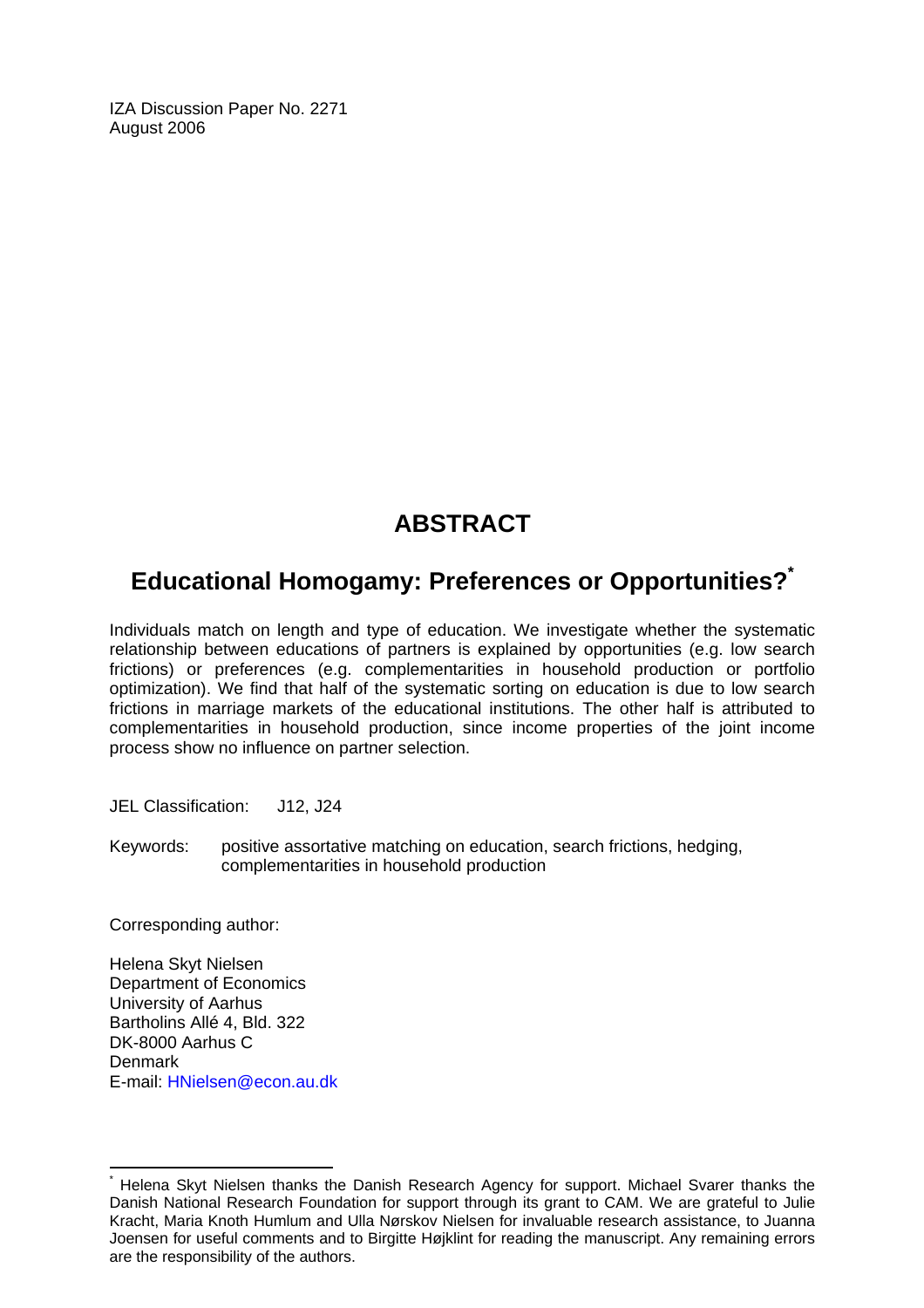IZA Discussion Paper No. 2271
August 2006

# ABSTRACT

## Educational Homogamy: Preferences or Opportunities?*

Individuals match on length and type of education. We investigate whether the systematic relationship between educations of partners is explained by opportunities (e.g. low search frictions) or preferences (e.g. complementarities in household production or portfolio optimization). We find that half of the systematic sorting on education is due to low search frictions in marriage markets of the educational institutions. The other half is attributed to complementarities in household production, since income properties of the joint income process show no influence on partner selection.

JEL Classification: J12, J24

Keywords: positive assortative matching on education, search frictions, hedging, complementarities in household production

Corresponding author:

Helena Skyt Nielsen
Department of Economics
University of Aarhus
Bartholins Allé 4, Bld. 322
DK-8000 Aarhus C
Denmark
E-mail: HNielsen@econ.au.dk

---

* Helena Skyt Nielsen thanks the Danish Research Agency for support. Michael Svarer thanks the Danish National Research Foundation for support through its grant to CAM. We are grateful to Julie Kracht, Maria Knoth Humlum and Ulla Nørskov Nielsen for invaluable research assistance, to Juanna Joensen for useful comments and to Birgitte Højklint for reading the manuscript. Any remaining errors are the responsibility of the authors.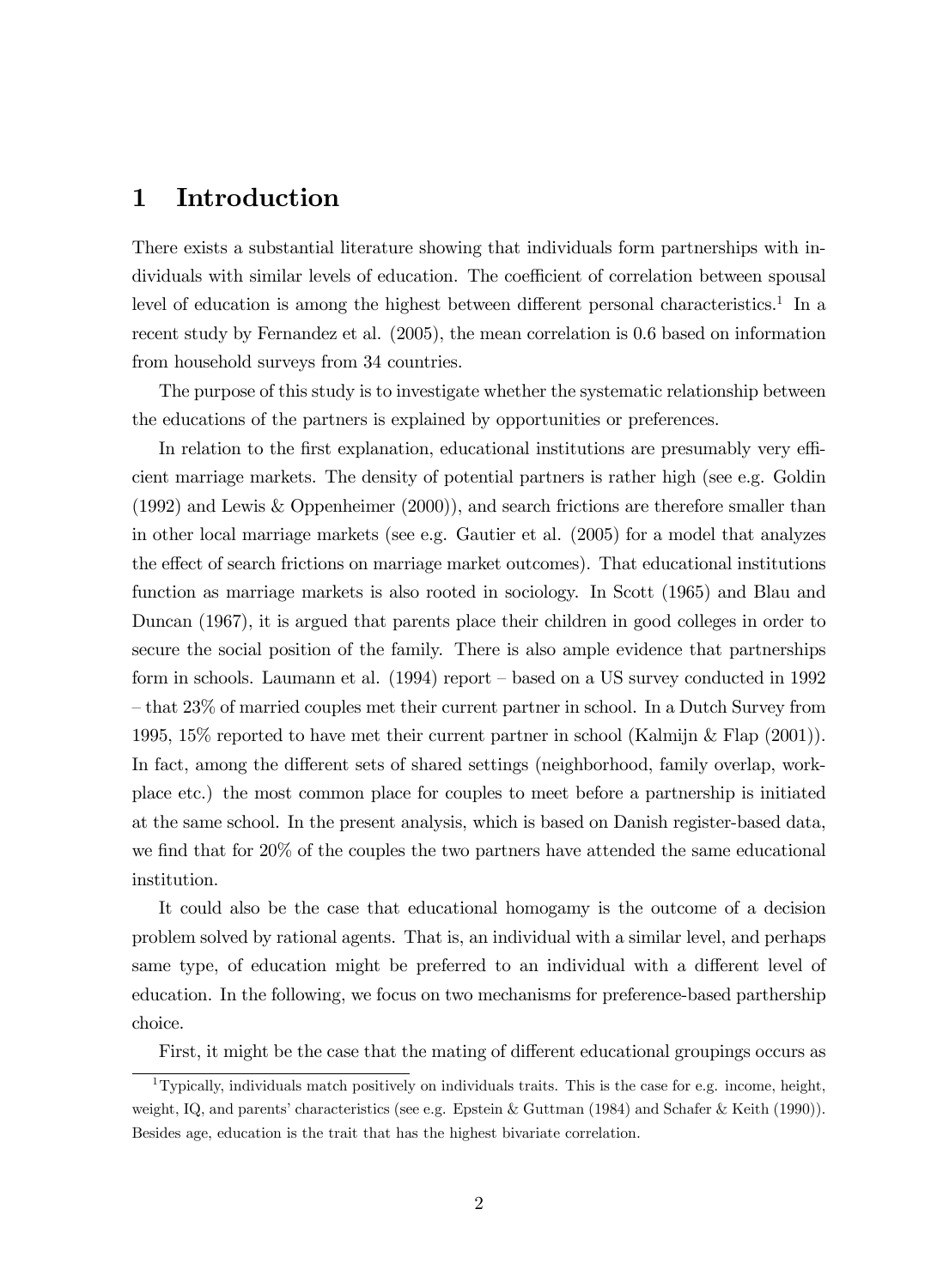# 1 Introduction

There exists a substantial literature showing that individuals form partnerships with individuals with similar levels of education. The coefficient of correlation between spousal level of education is among the highest between different personal characteristics.[1] In a recent study by Fernandez et al. (2005), the mean correlation is 0.6 based on information from household surveys from 34 countries.

The purpose of this study is to investigate whether the systematic relationship between the educations of the partners is explained by opportunities or preferences.

In relation to the first explanation, educational institutions are presumably very efficient marriage markets. The density of potential partners is rather high (see e.g. Goldin (1992) and Lewis & Oppenheimer (2000)), and search frictions are therefore smaller than in other local marriage markets (see e.g. Gautier et al. (2005) for a model that analyzes the effect of search frictions on marriage market outcomes). That educational institutions function as marriage markets is also rooted in sociology. In Scott (1965) and Blau and Duncan (1967), it is argued that parents place their children in good colleges in order to secure the social position of the family. There is also ample evidence that partnerships form in schools. Laumann et al. (1994) report – based on a US survey conducted in 1992 – that 23% of married couples met their current partner in school. In a Dutch Survey from 1995, 15% reported to have met their current partner in school (Kalmijn & Flap (2001)). In fact, among the different sets of shared settings (neighborhood, family overlap, workplace etc.) the most common place for couples to meet before a partnership is initiated at the same school. In the present analysis, which is based on Danish register-based data, we find that for 20% of the couples the two partners have attended the same educational institution.

It could also be the case that educational homogamy is the outcome of a decision problem solved by rational agents. That is, an individual with a similar level, and perhaps same type, of education might be preferred to an individual with a different level of education. In the following, we focus on two mechanisms for preference-based parthership choice.

First, it might be the case that the mating of different educational groupings occurs as

[1] Typically, individuals match positively on individuals traits. This is the case for e.g. income, height, weight, IQ, and parents' characteristics (see e.g. Epstein & Guttman (1984) and Schafer & Keith (1990)). Besides age, education is the trait that has the highest bivariate correlation.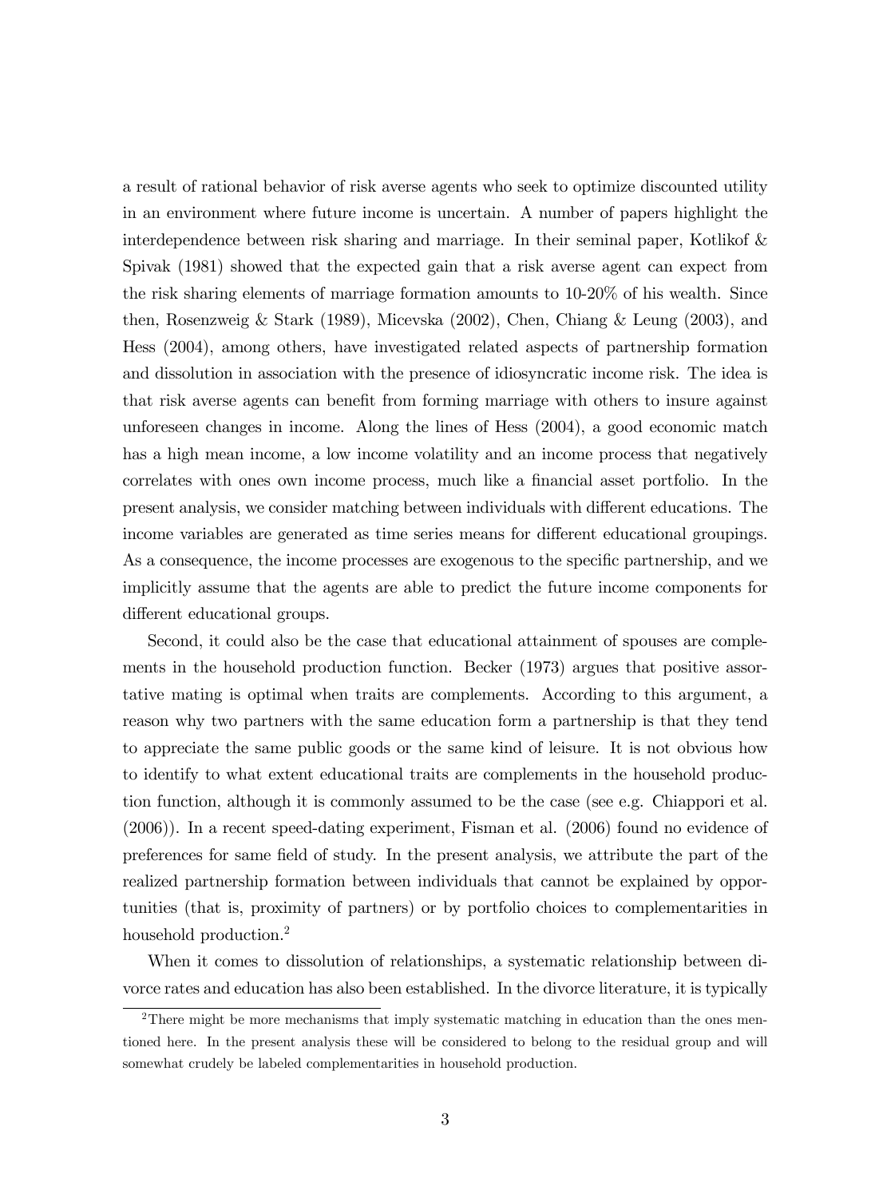a result of rational behavior of risk averse agents who seek to optimize discounted utility in an environment where future income is uncertain. A number of papers highlight the interdependence between risk sharing and marriage. In their seminal paper, Kotlikof & Spivak (1981) showed that the expected gain that a risk averse agent can expect from the risk sharing elements of marriage formation amounts to 10-20% of his wealth. Since then, Rosenzweig & Stark (1989), Micevska (2002), Chen, Chiang & Leung (2003), and Hess (2004), among others, have investigated related aspects of partnership formation and dissolution in association with the presence of idiosyncratic income risk. The idea is that risk averse agents can benefit from forming marriage with others to insure against unforeseen changes in income. Along the lines of Hess (2004), a good economic match has a high mean income, a low income volatility and an income process that negatively correlates with ones own income process, much like a financial asset portfolio. In the present analysis, we consider matching between individuals with different educations. The income variables are generated as time series means for different educational groupings. As a consequence, the income processes are exogenous to the specific partnership, and we implicitly assume that the agents are able to predict the future income components for different educational groups.

Second, it could also be the case that educational attainment of spouses are complements in the household production function. Becker (1973) argues that positive assortative mating is optimal when traits are complements. According to this argument, a reason why two partners with the same education form a partnership is that they tend to appreciate the same public goods or the same kind of leisure. It is not obvious how to identify to what extent educational traits are complements in the household production function, although it is commonly assumed to be the case (see e.g. Chiappori et al. (2006)). In a recent speed-dating experiment, Fisman et al. (2006) found no evidence of preferences for same field of study. In the present analysis, we attribute the part of the realized partnership formation between individuals that cannot be explained by opportunities (that is, proximity of partners) or by portfolio choices to complementarities in household production.[2]

When it comes to dissolution of relationships, a systematic relationship between divorce rates and education has also been established. In the divorce literature, it is typically

[2]There might be more mechanisms that imply systematic matching in education than the ones mentioned here. In the present analysis these will be considered to belong to the residual group and will somewhat crudely be labeled complementarities in household production.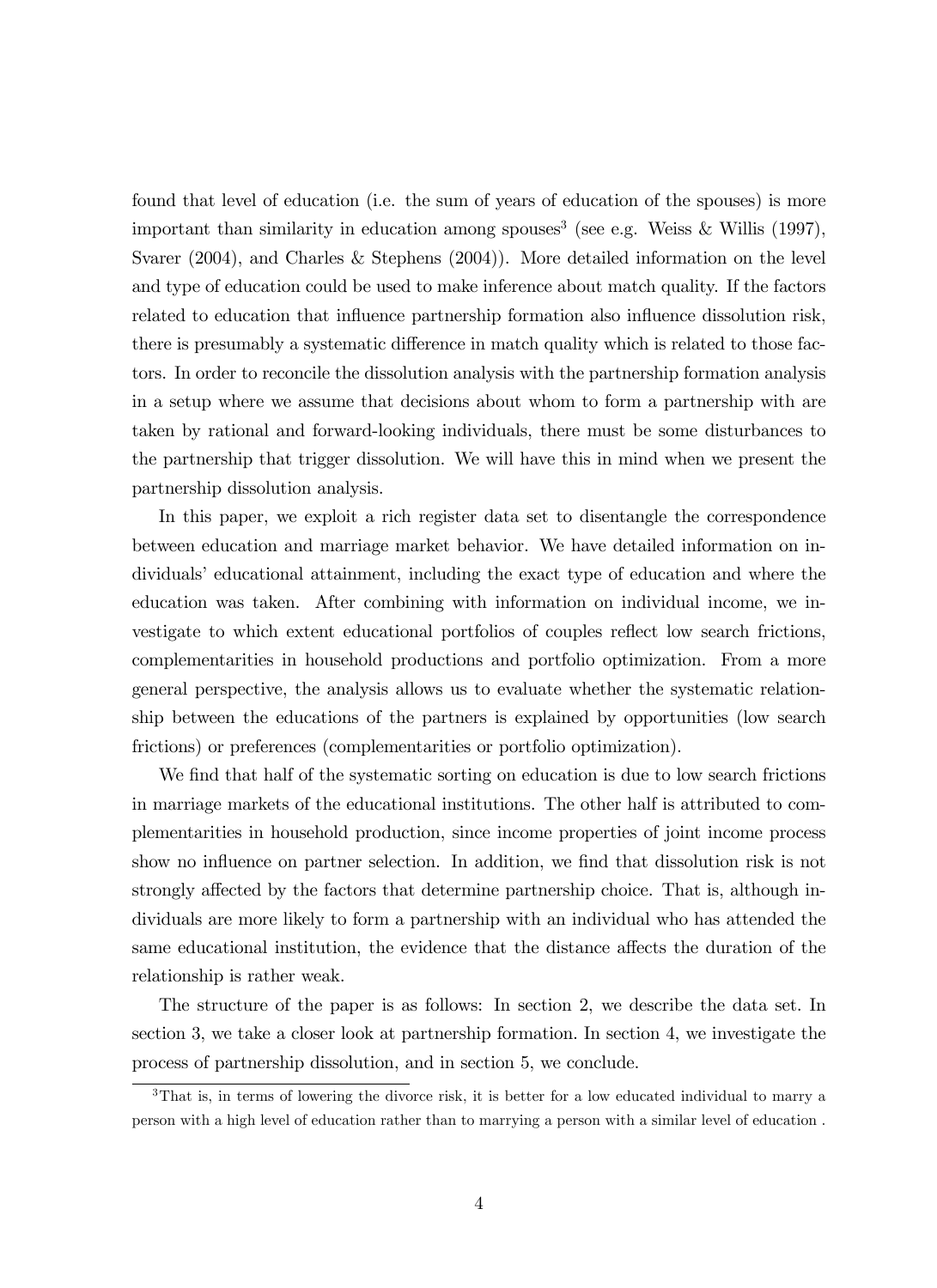found that level of education (i.e. the sum of years of education of the spouses) is more important than similarity in education among spouses[3] (see e.g. Weiss & Willis (1997), Svarer (2004), and Charles & Stephens (2004)). More detailed information on the level and type of education could be used to make inference about match quality. If the factors related to education that influence partnership formation also influence dissolution risk, there is presumably a systematic difference in match quality which is related to those factors. In order to reconcile the dissolution analysis with the partnership formation analysis in a setup where we assume that decisions about whom to form a partnership with are taken by rational and forward-looking individuals, there must be some disturbances to the partnership that trigger dissolution. We will have this in mind when we present the partnership dissolution analysis.

In this paper, we exploit a rich register data set to disentangle the correspondence between education and marriage market behavior. We have detailed information on individuals' educational attainment, including the exact type of education and where the education was taken. After combining with information on individual income, we investigate to which extent educational portfolios of couples reflect low search frictions, complementarities in household productions and portfolio optimization. From a more general perspective, the analysis allows us to evaluate whether the systematic relationship between the educations of the partners is explained by opportunities (low search frictions) or preferences (complementarities or portfolio optimization).

We find that half of the systematic sorting on education is due to low search frictions in marriage markets of the educational institutions. The other half is attributed to complementarities in household production, since income properties of joint income process show no influence on partner selection. In addition, we find that dissolution risk is not strongly affected by the factors that determine partnership choice. That is, although individuals are more likely to form a partnership with an individual who has attended the same educational institution, the evidence that the distance affects the duration of the relationship is rather weak.

The structure of the paper is as follows: In section 2, we describe the data set. In section 3, we take a closer look at partnership formation. In section 4, we investigate the process of partnership dissolution, and in section 5, we conclude.

[3] That is, in terms of lowering the divorce risk, it is better for a low educated individual to marry a person with a high level of education rather than to marrying a person with a similar level of education .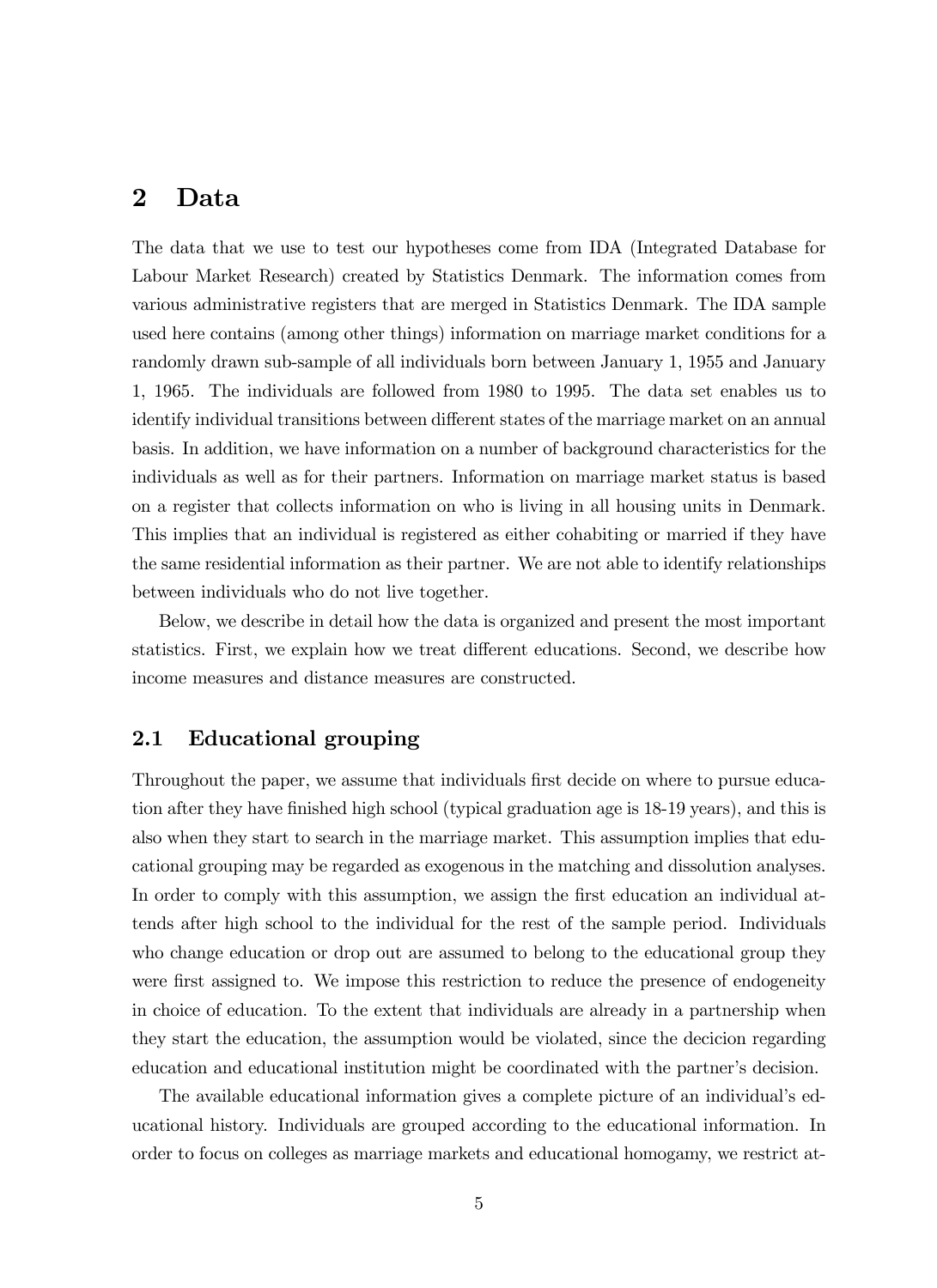## 2 Data

The data that we use to test our hypotheses come from IDA (Integrated Database for Labour Market Research) created by Statistics Denmark. The information comes from various administrative registers that are merged in Statistics Denmark. The IDA sample used here contains (among other things) information on marriage market conditions for a randomly drawn sub-sample of all individuals born between January 1, 1955 and January 1, 1965. The individuals are followed from 1980 to 1995. The data set enables us to identify individual transitions between different states of the marriage market on an annual basis. In addition, we have information on a number of background characteristics for the individuals as well as for their partners. Information on marriage market status is based on a register that collects information on who is living in all housing units in Denmark. This implies that an individual is registered as either cohabiting or married if they have the same residential information as their partner. We are not able to identify relationships between individuals who do not live together.

Below, we describe in detail how the data is organized and present the most important statistics. First, we explain how we treat different educations. Second, we describe how income measures and distance measures are constructed.

### 2.1 Educational grouping

Throughout the paper, we assume that individuals first decide on where to pursue education after they have finished high school (typical graduation age is 18-19 years), and this is also when they start to search in the marriage market. This assumption implies that educational grouping may be regarded as exogenous in the matching and dissolution analyses. In order to comply with this assumption, we assign the first education an individual attends after high school to the individual for the rest of the sample period. Individuals who change education or drop out are assumed to belong to the educational group they were first assigned to. We impose this restriction to reduce the presence of endogeneity in choice of education. To the extent that individuals are already in a partnership when they start the education, the assumption would be violated, since the decicion regarding education and educational institution might be coordinated with the partner's decision.

The available educational information gives a complete picture of an individual's educational history. Individuals are grouped according to the educational information. In order to focus on colleges as marriage markets and educational homogamy, we restrict at-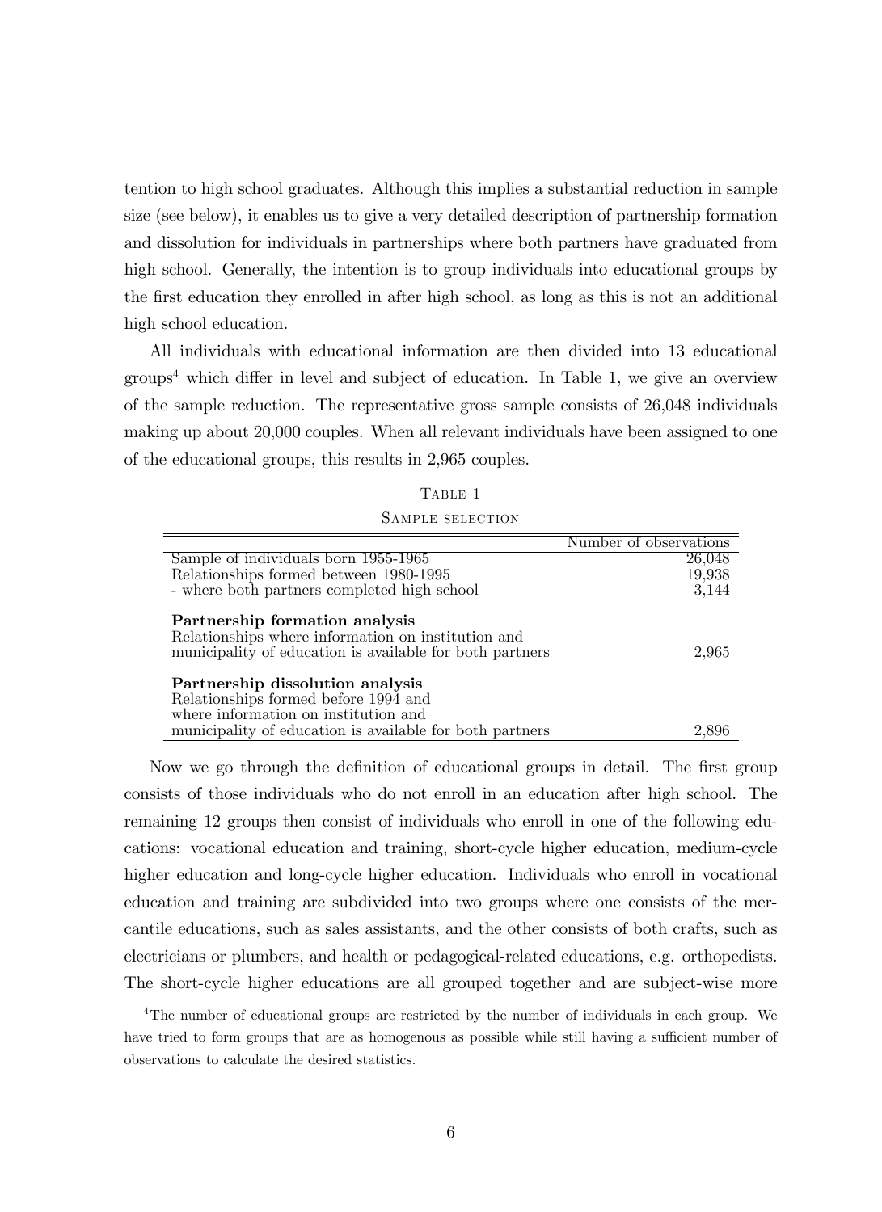tention to high school graduates. Although this implies a substantial reduction in sample size (see below), it enables us to give a very detailed description of partnership formation and dissolution for individuals in partnerships where both partners have graduated from high school. Generally, the intention is to group individuals into educational groups by the first education they enrolled in after high school, as long as this is not an additional high school education.

All individuals with educational information are then divided into 13 educational groups[4] which differ in level and subject of education. In Table 1, we give an overview of the sample reduction. The representative gross sample consists of 26,048 individuals making up about 20,000 couples. When all relevant individuals have been assigned to one of the educational groups, this results in 2,965 couples.

Table 1

Sample selection

| | Number of observations |
|---|---|
| Sample of individuals born 1955-1965 | 26,048 |
| Relationships formed between 1980-1995 | 19,938 |
| - where both partners completed high school | 3,144 |
| **Partnership formation analysis** | |
| Relationships where information on institution and municipality of education is available for both partners | 2,965 |
| **Partnership dissolution analysis** | |
| Relationships formed before 1994 and where information on institution and municipality of education is available for both partners | 2,896 |

Now we go through the definition of educational groups in detail. The first group consists of those individuals who do not enroll in an education after high school. The remaining 12 groups then consist of individuals who enroll in one of the following educations: vocational education and training, short-cycle higher education, medium-cycle higher education and long-cycle higher education. Individuals who enroll in vocational education and training are subdivided into two groups where one consists of the mercantile educations, such as sales assistants, and the other consists of both crafts, such as electricians or plumbers, and health or pedagogical-related educations, e.g. orthopedists. The short-cycle higher educations are all grouped together and are subject-wise more

[4]The number of educational groups are restricted by the number of individuals in each group. We have tried to form groups that are as homogenous as possible while still having a sufficient number of observations to calculate the desired statistics.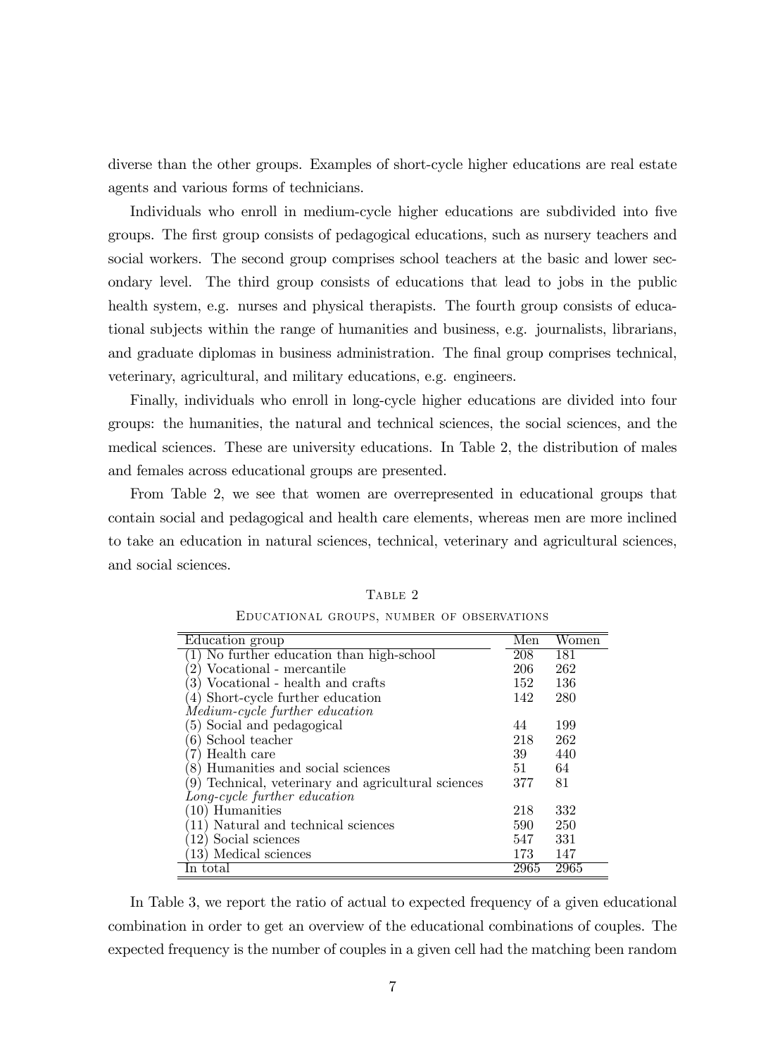diverse than the other groups. Examples of short-cycle higher educations are real estate agents and various forms of technicians.

Individuals who enroll in medium-cycle higher educations are subdivided into five groups. The first group consists of pedagogical educations, such as nursery teachers and social workers. The second group comprises school teachers at the basic and lower secondary level. The third group consists of educations that lead to jobs in the public health system, e.g. nurses and physical therapists. The fourth group consists of educational subjects within the range of humanities and business, e.g. journalists, librarians, and graduate diplomas in business administration. The final group comprises technical, veterinary, agricultural, and military educations, e.g. engineers.

Finally, individuals who enroll in long-cycle higher educations are divided into four groups: the humanities, the natural and technical sciences, the social sciences, and the medical sciences. These are university educations. In Table 2, the distribution of males and females across educational groups are presented.

From Table 2, we see that women are overrepresented in educational groups that contain social and pedagogical and health care elements, whereas men are more inclined to take an education in natural sciences, technical, veterinary and agricultural sciences, and social sciences.

Table 2

Educational groups, number of observations

| Education group | Men | Women |
|---|---|---|
| (1) No further education than high-school | 208 | 181 |
| (2) Vocational - mercantile | 206 | 262 |
| (3) Vocational - health and crafts | 152 | 136 |
| (4) Short-cycle further education | 142 | 280 |
| *Medium-cycle further education* | | |
| (5) Social and pedagogical | 44 | 199 |
| (6) School teacher | 218 | 262 |
| (7) Health care | 39 | 440 |
| (8) Humanities and social sciences | 51 | 64 |
| (9) Technical, veterinary and agricultural sciences | 377 | 81 |
| *Long-cycle further education* | | |
| (10) Humanities | 218 | 332 |
| (11) Natural and technical sciences | 590 | 250 |
| (12) Social sciences | 547 | 331 |
| (13) Medical sciences | 173 | 147 |
| In total | 2965 | 2965 |

In Table 3, we report the ratio of actual to expected frequency of a given educational combination in order to get an overview of the educational combinations of couples. The expected frequency is the number of couples in a given cell had the matching been random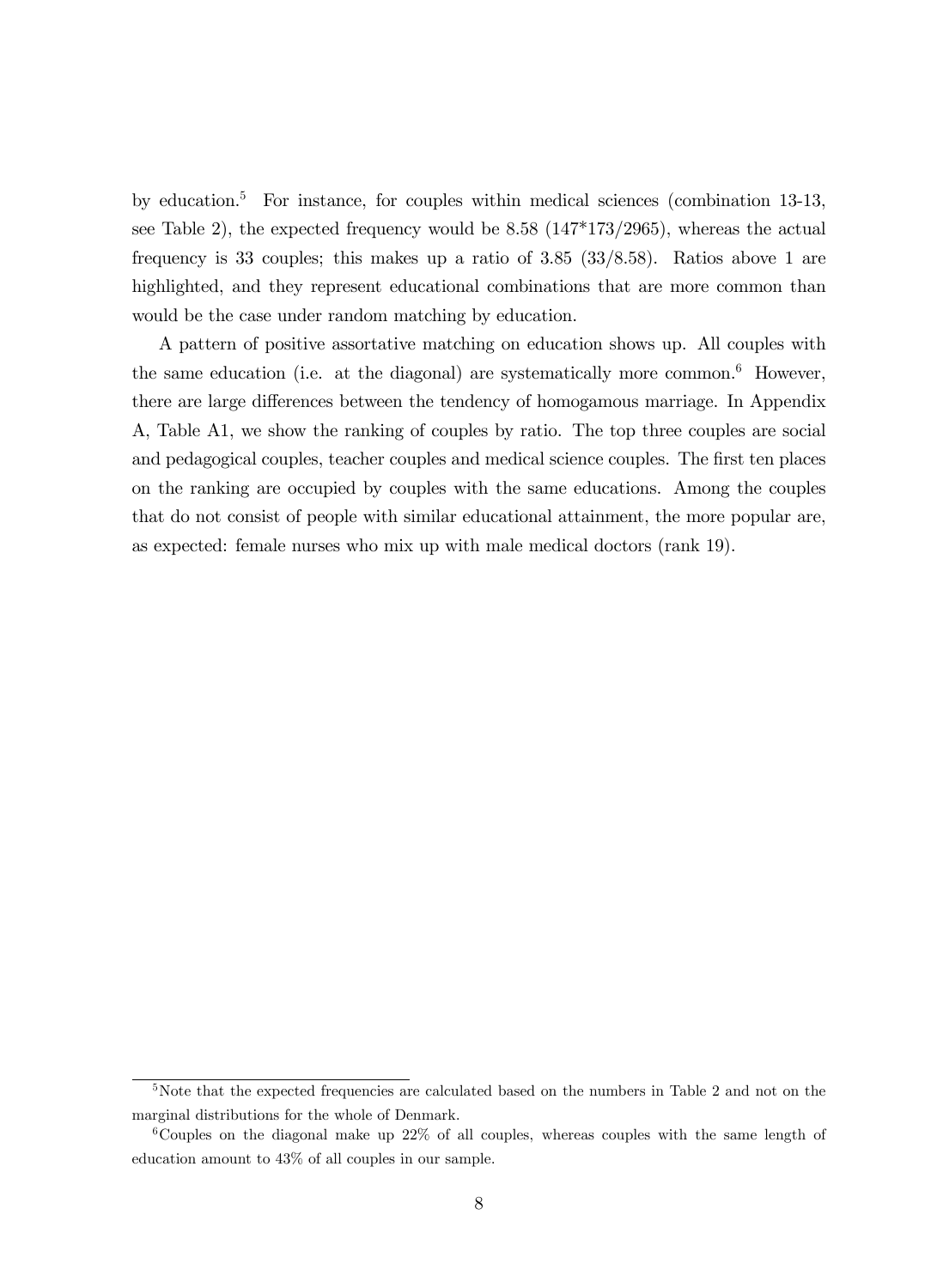by education.[5] For instance, for couples within medical sciences (combination 13-13, see Table 2), the expected frequency would be 8.58 (147*173/2965), whereas the actual frequency is 33 couples; this makes up a ratio of 3.85 (33/8.58). Ratios above 1 are highlighted, and they represent educational combinations that are more common than would be the case under random matching by education.

A pattern of positive assortative matching on education shows up. All couples with the same education (i.e. at the diagonal) are systematically more common.[6] However, there are large differences between the tendency of homogamous marriage. In Appendix A, Table A1, we show the ranking of couples by ratio. The top three couples are social and pedagogical couples, teacher couples and medical science couples. The first ten places on the ranking are occupied by couples with the same educations. Among the couples that do not consist of people with similar educational attainment, the more popular are, as expected: female nurses who mix up with male medical doctors (rank 19).

[5]Note that the expected frequencies are calculated based on the numbers in Table 2 and not on the marginal distributions for the whole of Denmark.

[6]Couples on the diagonal make up 22% of all couples, whereas couples with the same length of education amount to 43% of all couples in our sample.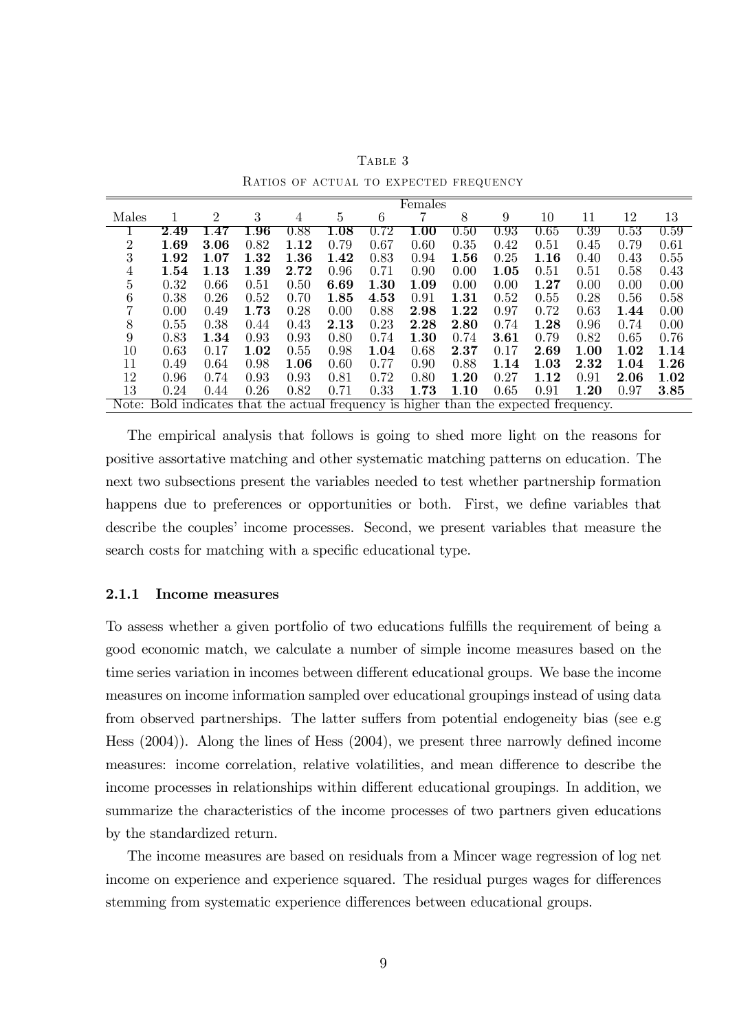Table 3

Ratios of actual to expected frequency

| | Females | | | | | | | | | | | | |
|---|---|---|---|---|---|---|---|---|---|---|---|---|---|
| Males | 1 | 2 | 3 | 4 | 5 | 6 | 7 | 8 | 9 | 10 | 11 | 12 | 13 |
| 1 | **2.49** | **1.47** | **1.96** | 0.88 | **1.08** | 0.72 | **1.00** | 0.50 | 0.93 | 0.65 | 0.39 | 0.53 | 0.59 |
| 2 | **1.69** | **3.06** | 0.82 | **1.12** | 0.79 | 0.67 | 0.60 | 0.35 | 0.42 | 0.51 | 0.45 | 0.79 | 0.61 |
| 3 | **1.92** | **1.07** | **1.32** | **1.36** | **1.42** | 0.83 | 0.94 | **1.56** | 0.25 | **1.16** | 0.40 | 0.43 | 0.55 |
| 4 | **1.54** | **1.13** | **1.39** | **2.72** | 0.96 | 0.71 | 0.90 | 0.00 | **1.05** | 0.51 | 0.51 | 0.58 | 0.43 |
| 5 | 0.32 | 0.66 | 0.51 | 0.50 | **6.69** | **1.30** | **1.09** | 0.00 | 0.00 | **1.27** | 0.00 | 0.00 | 0.00 |
| 6 | 0.38 | 0.26 | 0.52 | 0.70 | **1.85** | **4.53** | 0.91 | **1.31** | 0.52 | 0.55 | 0.28 | 0.56 | 0.58 |
| 7 | 0.00 | 0.49 | **1.73** | 0.28 | 0.00 | 0.88 | **2.98** | **1.22** | 0.97 | 0.72 | 0.63 | **1.44** | 0.00 |
| 8 | 0.55 | 0.38 | 0.44 | 0.43 | **2.13** | 0.23 | **2.28** | **2.80** | 0.74 | **1.28** | 0.96 | 0.74 | 0.00 |
| 9 | 0.83 | **1.34** | 0.93 | 0.93 | 0.80 | 0.74 | **1.30** | 0.74 | **3.61** | 0.79 | 0.82 | 0.65 | 0.76 |
| 10 | 0.63 | 0.17 | **1.02** | 0.55 | 0.98 | **1.04** | 0.68 | **2.37** | 0.17 | **2.69** | **1.00** | **1.02** | **1.14** |
| 11 | 0.49 | 0.64 | 0.98 | **1.06** | 0.60 | 0.77 | 0.90 | 0.88 | **1.14** | **1.03** | **2.32** | **1.04** | **1.26** |
| 12 | 0.96 | 0.74 | 0.93 | 0.93 | 0.81 | 0.72 | 0.80 | **1.20** | 0.27 | **1.12** | 0.91 | **2.06** | **1.02** |
| 13 | 0.24 | 0.44 | 0.26 | 0.82 | 0.71 | 0.33 | **1.73** | **1.10** | 0.65 | 0.91 | **1.20** | 0.97 | **3.85** |

Note: Bold indicates that the actual frequency is higher than the expected frequency.

The empirical analysis that follows is going to shed more light on the reasons for positive assortative matching and other systematic matching patterns on education. The next two subsections present the variables needed to test whether partnership formation happens due to preferences or opportunities or both. First, we define variables that describe the couples' income processes. Second, we present variables that measure the search costs for matching with a specific educational type.

### 2.1.1 Income measures

To assess whether a given portfolio of two educations fulfills the requirement of being a good economic match, we calculate a number of simple income measures based on the time series variation in incomes between different educational groups. We base the income measures on income information sampled over educational groupings instead of using data from observed partnerships. The latter suffers from potential endogeneity bias (see e.g Hess (2004)). Along the lines of Hess (2004), we present three narrowly defined income measures: income correlation, relative volatilities, and mean difference to describe the income processes in relationships within different educational groupings. In addition, we summarize the characteristics of the income processes of two partners given educations by the standardized return.

The income measures are based on residuals from a Mincer wage regression of log net income on experience and experience squared. The residual purges wages for differences stemming from systematic experience differences between educational groups.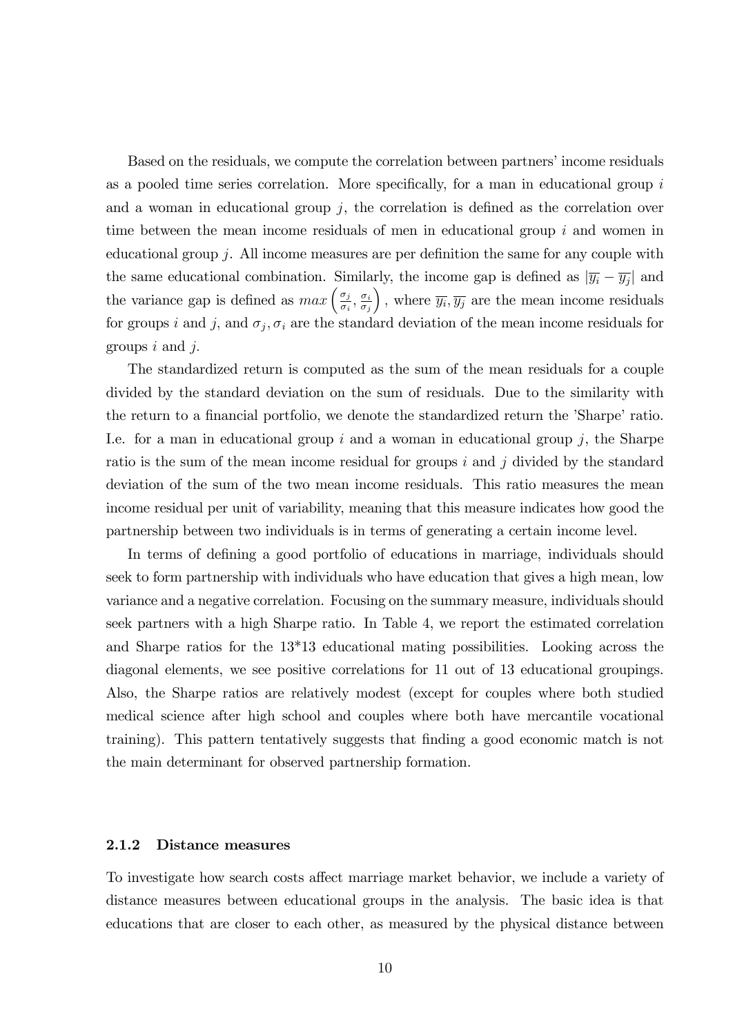Based on the residuals, we compute the correlation between partners' income residuals as a pooled time series correlation. More specifically, for a man in educational group $i$ and a woman in educational group $j$, the correlation is defined as the correlation over time between the mean income residuals of men in educational group $i$ and women in educational group $j$. All income measures are per definition the same for any couple with the same educational combination. Similarly, the income gap is defined as $|\overline{y_i} - \overline{y_j}|$ and the variance gap is defined as $max\left(\frac{\sigma_j}{\sigma_i}, \frac{\sigma_i}{\sigma_j}\right)$, where $\overline{y_i}, \overline{y_j}$ are the mean income residuals for groups $i$ and $j$, and $\sigma_j, \sigma_i$ are the standard deviation of the mean income residuals for groups $i$ and $j$.

The standardized return is computed as the sum of the mean residuals for a couple divided by the standard deviation on the sum of residuals. Due to the similarity with the return to a financial portfolio, we denote the standardized return the 'Sharpe' ratio. I.e. for a man in educational group $i$ and a woman in educational group $j$, the Sharpe ratio is the sum of the mean income residual for groups $i$ and $j$ divided by the standard deviation of the sum of the two mean income residuals. This ratio measures the mean income residual per unit of variability, meaning that this measure indicates how good the partnership between two individuals is in terms of generating a certain income level.

In terms of defining a good portfolio of educations in marriage, individuals should seek to form partnership with individuals who have education that gives a high mean, low variance and a negative correlation. Focusing on the summary measure, individuals should seek partners with a high Sharpe ratio. In Table 4, we report the estimated correlation and Sharpe ratios for the 13*13 educational mating possibilities. Looking across the diagonal elements, we see positive correlations for 11 out of 13 educational groupings. Also, the Sharpe ratios are relatively modest (except for couples where both studied medical science after high school and couples where both have mercantile vocational training). This pattern tentatively suggests that finding a good economic match is not the main determinant for observed partnership formation.

#### 2.1.2 Distance measures

To investigate how search costs affect marriage market behavior, we include a variety of distance measures between educational groups in the analysis. The basic idea is that educations that are closer to each other, as measured by the physical distance between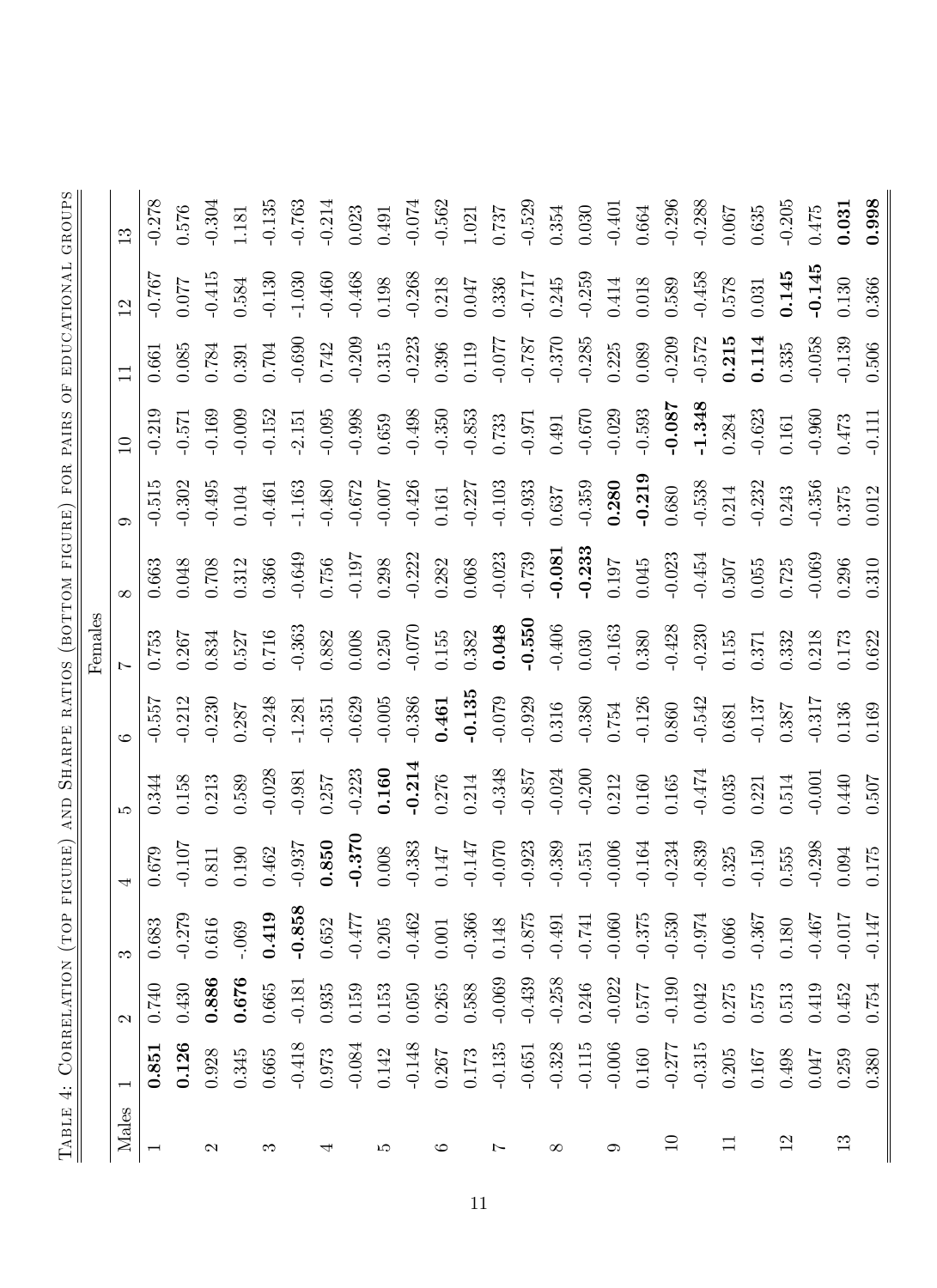Table 4: Correlation (top figure) and Sharpe ratios (bottom figure) for pairs of educational groups

| | Females | | | | | | | | | | | | |
|---|---|---|---|---|---|---|---|---|---|---|---|---|---|
| Males | 1 | 2 | 3 | 4 | 5 | 6 | 7 | 8 | 9 | 10 | 11 | 12 | 13 |
| 1 | **0.851** | 0.740 | 0.683 | 0.679 | 0.344 | -0.557 | 0.753 | 0.663 | -0.515 | -0.219 | 0.661 | -0.767 | -0.278 |
| | **0.126** | 0.430 | -0.279 | -0.107 | 0.158 | -0.212 | 0.267 | 0.048 | -0.302 | -0.571 | 0.085 | 0.077 | 0.576 |
| 2 | 0.928 | **0.886** | 0.616 | 0.811 | 0.213 | -0.230 | 0.834 | 0.708 | -0.495 | -0.169 | 0.784 | -0.415 | -0.304 |
| | 0.345 | **0.676** | -.069 | 0.190 | 0.589 | 0.287 | 0.527 | 0.312 | 0.104 | -0.009 | 0.391 | 0.584 | 1.181 |
| 3 | 0.665 | 0.665 | **0.419** | 0.462 | -0.028 | -0.248 | 0.716 | 0.366 | -0.461 | -0.152 | 0.704 | -0.130 | -0.135 |
| | -0.418 | -0.181 | **-0.858** | -0.937 | -0.981 | -1.281 | -0.363 | -0.649 | -1.163 | -2.151 | -0.690 | -1.030 | -0.763 |
| 4 | 0.973 | 0.935 | 0.652 | **0.850** | 0.257 | -0.351 | 0.882 | 0.756 | -0.480 | -0.095 | 0.742 | -0.460 | -0.214 |
| | -0.084 | 0.159 | -0.477 | **-0.370** | -0.223 | -0.629 | 0.008 | -0.197 | -0.672 | -0.998 | -0.209 | -0.468 | 0.023 |
| 5 | 0.142 | 0.153 | 0.205 | 0.008 | **0.160** | -0.005 | 0.250 | 0.298 | -0.007 | 0.659 | 0.315 | 0.198 | 0.491 |
| | -0.148 | 0.050 | -0.462 | -0.383 | **-0.214** | -0.386 | -0.070 | -0.222 | -0.426 | -0.498 | -0.223 | -0.268 | -0.074 |
| 6 | 0.267 | 0.265 | 0.001 | 0.147 | 0.276 | **0.461** | 0.155 | 0.282 | 0.161 | -0.350 | 0.396 | 0.218 | -0.562 |
| | 0.173 | 0.588 | -0.366 | -0.147 | 0.214 | **-0.135** | 0.382 | 0.068 | -0.227 | -0.853 | 0.119 | 0.047 | 1.021 |
| 7 | -0.135 | -0.069 | 0.148 | -0.070 | -0.348 | -0.079 | **0.048** | -0.023 | -0.103 | 0.733 | -0.077 | 0.336 | 0.737 |
| | -0.651 | -0.439 | -0.875 | -0.923 | -0.857 | -0.929 | **-0.550** | -0.739 | -0.933 | -0.971 | -0.787 | -0.717 | -0.529 |
| 8 | -0.328 | -0.258 | -0.491 | -0.389 | -0.024 | 0.316 | -0.406 | **-0.081** | 0.637 | 0.491 | -0.370 | 0.245 | 0.354 |
| | -0.115 | 0.246 | -0.741 | -0.551 | -0.200 | -0.380 | 0.030 | **-0.233** | -0.359 | -0.670 | -0.285 | -0.259 | 0.030 |
| 9 | -0.006 | -0.022 | -0.060 | -0.006 | 0.212 | 0.754 | -0.163 | 0.197 | **0.280** | -0.029 | 0.225 | 0.414 | -0.401 |
| | 0.160 | 0.577 | -0.375 | -0.164 | 0.160 | -0.126 | 0.380 | 0.045 | **-0.219** | -0.593 | 0.089 | 0.018 | 0.664 |
| 10 | -0.277 | -0.190 | -0.530 | -0.234 | 0.165 | 0.860 | -0.428 | -0.023 | 0.680 | **-0.087** | -0.209 | 0.589 | -0.296 |
| | -0.315 | 0.042 | -0.974 | -0.839 | -0.474 | -0.542 | -0.230 | -0.454 | -0.538 | **-1.348** | -0.572 | -0.458 | -0.288 |
| 11 | 0.205 | 0.275 | 0.066 | 0.325 | 0.035 | 0.681 | 0.155 | 0.507 | 0.214 | 0.284 | **0.215** | 0.578 | 0.067 |
| | 0.167 | 0.575 | -0.367 | -0.150 | 0.221 | -0.137 | 0.371 | 0.055 | -0.232 | -0.623 | **0.114** | 0.031 | 0.635 |
| 12 | 0.498 | 0.513 | 0.180 | 0.555 | 0.514 | 0.387 | 0.332 | 0.725 | 0.243 | 0.161 | 0.335 | **0.145** | -0.205 |
| | 0.047 | 0.419 | -0.467 | -0.298 | -0.001 | -0.317 | 0.218 | -0.069 | -0.356 | -0.960 | -0.058 | **-0.145** | 0.475 |
| 13 | 0.259 | 0.452 | -0.017 | 0.094 | 0.440 | 0.136 | 0.173 | 0.296 | 0.375 | 0.473 | -0.139 | 0.130 | **0.031** |
| | 0.380 | 0.754 | -0.147 | 0.175 | 0.507 | 0.169 | 0.622 | 0.310 | 0.012 | -0.111 | 0.506 | 0.366 | **0.998** |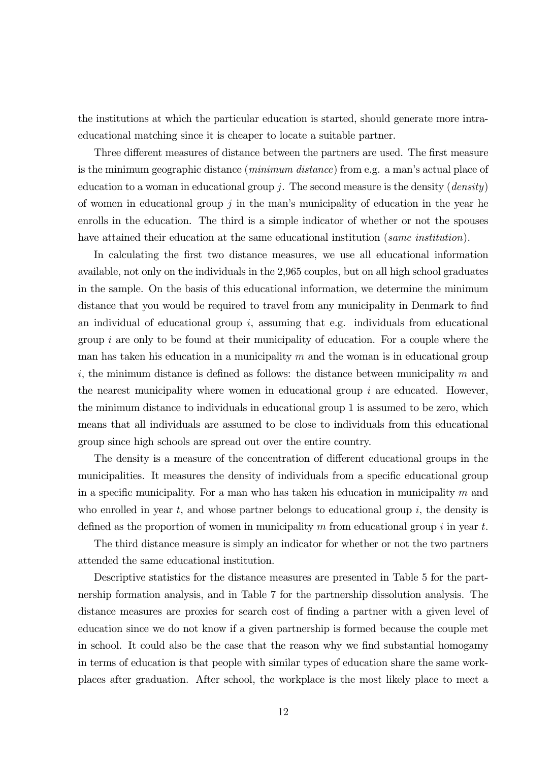the institutions at which the particular education is started, should generate more intra-educational matching since it is cheaper to locate a suitable partner.

Three different measures of distance between the partners are used. The first measure is the minimum geographic distance (*minimum distance*) from e.g. a man's actual place of education to a woman in educational group $j$. The second measure is the density (*density*) of women in educational group $j$ in the man's municipality of education in the year he enrolls in the education. The third is a simple indicator of whether or not the spouses have attained their education at the same educational institution (*same institution*).

In calculating the first two distance measures, we use all educational information available, not only on the individuals in the 2,965 couples, but on all high school graduates in the sample. On the basis of this educational information, we determine the minimum distance that you would be required to travel from any municipality in Denmark to find an individual of educational group $i$, assuming that e.g. individuals from educational group $i$ are only to be found at their municipality of education. For a couple where the man has taken his education in a municipality $m$ and the woman is in educational group $i$, the minimum distance is defined as follows: the distance between municipality $m$ and the nearest municipality where women in educational group $i$ are educated. However, the minimum distance to individuals in educational group 1 is assumed to be zero, which means that all individuals are assumed to be close to individuals from this educational group since high schools are spread out over the entire country.

The density is a measure of the concentration of different educational groups in the municipalities. It measures the density of individuals from a specific educational group in a specific municipality. For a man who has taken his education in municipality $m$ and who enrolled in year $t$, and whose partner belongs to educational group $i$, the density is defined as the proportion of women in municipality $m$ from educational group $i$ in year $t$.

The third distance measure is simply an indicator for whether or not the two partners attended the same educational institution.

Descriptive statistics for the distance measures are presented in Table 5 for the partnership formation analysis, and in Table 7 for the partnership dissolution analysis. The distance measures are proxies for search cost of finding a partner with a given level of education since we do not know if a given partnership is formed because the couple met in school. It could also be the case that the reason why we find substantial homogamy in terms of education is that people with similar types of education share the same workplaces after graduation. After school, the workplace is the most likely place to meet a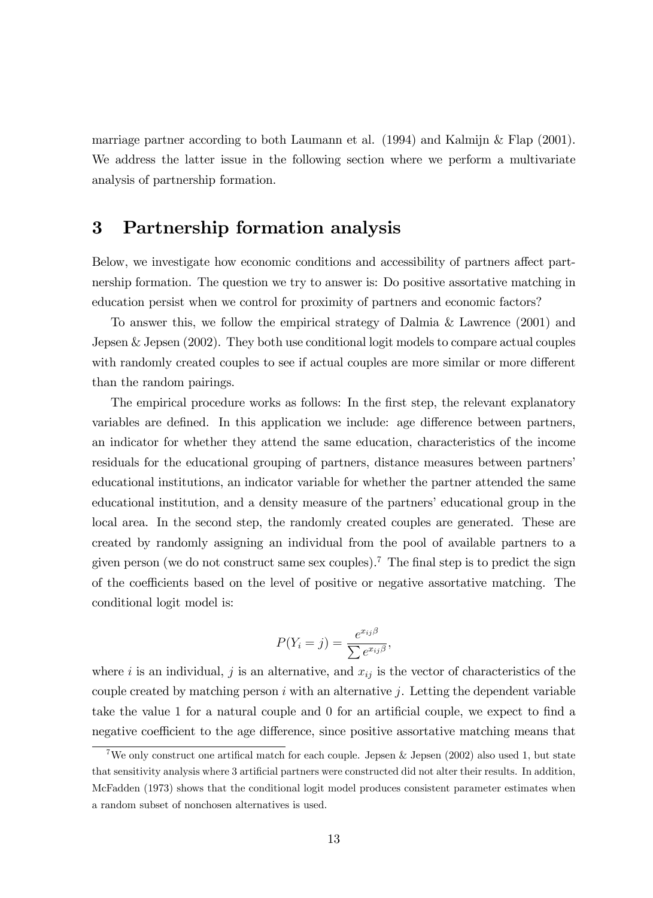marriage partner according to both Laumann et al. (1994) and Kalmijn & Flap (2001). We address the latter issue in the following section where we perform a multivariate analysis of partnership formation.

# 3 Partnership formation analysis

Below, we investigate how economic conditions and accessibility of partners affect partnership formation. The question we try to answer is: Do positive assortative matching in education persist when we control for proximity of partners and economic factors?

To answer this, we follow the empirical strategy of Dalmia & Lawrence (2001) and Jepsen & Jepsen (2002). They both use conditional logit models to compare actual couples with randomly created couples to see if actual couples are more similar or more different than the random pairings.

The empirical procedure works as follows: In the first step, the relevant explanatory variables are defined. In this application we include: age difference between partners, an indicator for whether they attend the same education, characteristics of the income residuals for the educational grouping of partners, distance measures between partners' educational institutions, an indicator variable for whether the partner attended the same educational institution, and a density measure of the partners' educational group in the local area. In the second step, the randomly created couples are generated. These are created by randomly assigning an individual from the pool of available partners to a given person (we do not construct same sex couples).[7] The final step is to predict the sign of the coefficients based on the level of positive or negative assortative matching. The conditional logit model is:

$$P(Y_i = j) = \frac{e^{x_{ij}\beta}}{\sum e^{x_{ij}\beta}},$$

where $i$ is an individual, $j$ is an alternative, and $x_{ij}$ is the vector of characteristics of the couple created by matching person $i$ with an alternative $j$. Letting the dependent variable take the value 1 for a natural couple and 0 for an artificial couple, we expect to find a negative coefficient to the age difference, since positive assortative matching means that

[7] We only construct one artifical match for each couple. Jepsen & Jepsen (2002) also used 1, but state that sensitivity analysis where 3 artificial partners were constructed did not alter their results. In addition, McFadden (1973) shows that the conditional logit model produces consistent parameter estimates when a random subset of nonchosen alternatives is used.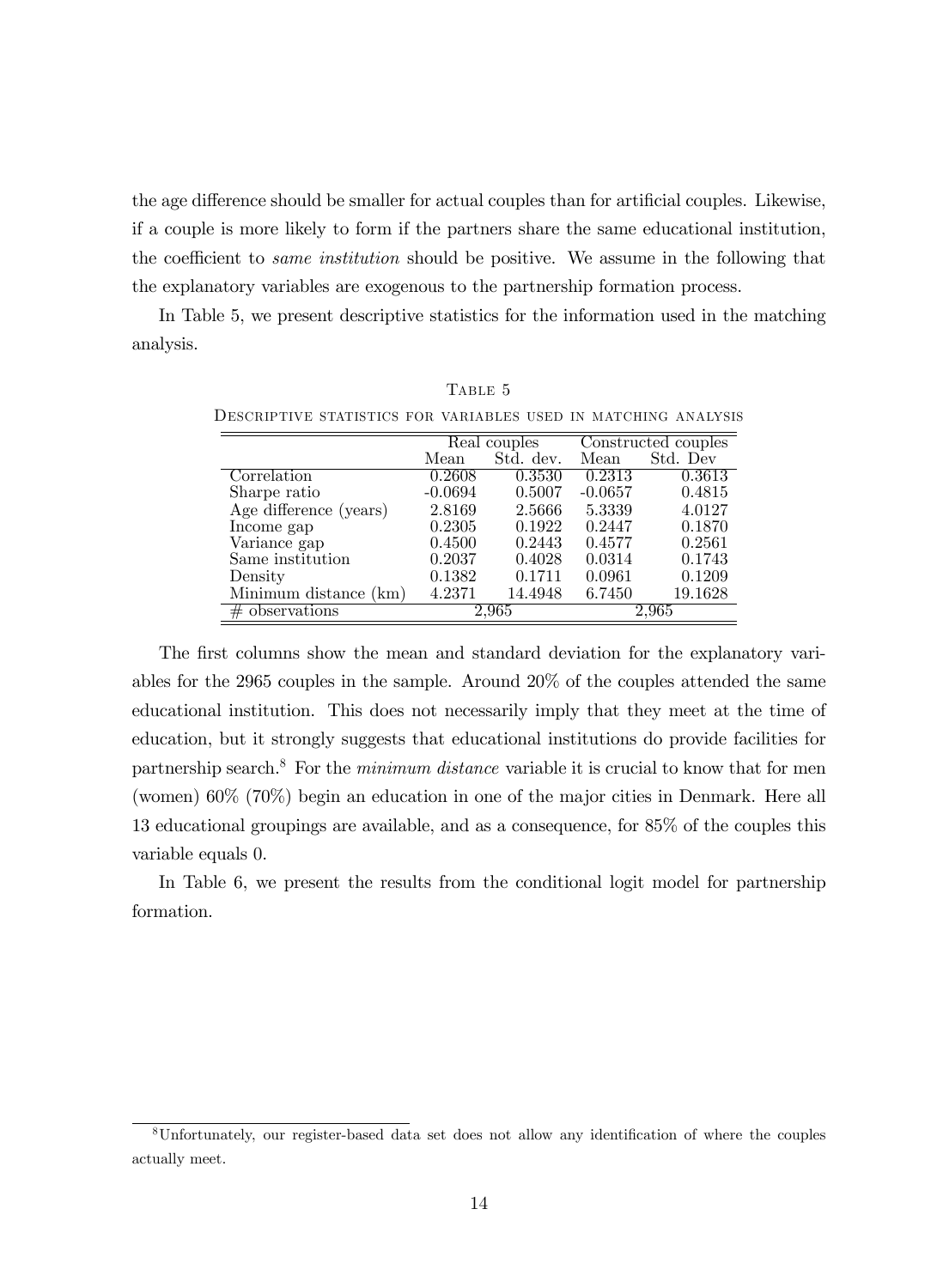the age difference should be smaller for actual couples than for artificial couples. Likewise, if a couple is more likely to form if the partners share the same educational institution, the coefficient to *same institution* should be positive. We assume in the following that the explanatory variables are exogenous to the partnership formation process.

In Table 5, we present descriptive statistics for the information used in the matching analysis.

Table 5

Descriptive statistics for variables used in matching analysis

| | Real couples | | Constructed couples | |
|---|---|---|---|---|
| | Mean | Std. dev. | Mean | Std. Dev |
| Correlation | 0.2608 | 0.3530 | 0.2313 | 0.3613 |
| Sharpe ratio | -0.0694 | 0.5007 | -0.0657 | 0.4815 |
| Age difference (years) | 2.8169 | 2.5666 | 5.3339 | 4.0127 |
| Income gap | 0.2305 | 0.1922 | 0.2447 | 0.1870 |
| Variance gap | 0.4500 | 0.2443 | 0.4577 | 0.2561 |
| Same institution | 0.2037 | 0.4028 | 0.0314 | 0.1743 |
| Density | 0.1382 | 0.1711 | 0.0961 | 0.1209 |
| Minimum distance (km) | 4.2371 | 14.4948 | 6.7450 | 19.1628 |
| # observations | 2,965 | | 2,965 | |

The first columns show the mean and standard deviation for the explanatory variables for the 2965 couples in the sample. Around 20% of the couples attended the same educational institution. This does not necessarily imply that they meet at the time of education, but it strongly suggests that educational institutions do provide facilities for partnership search.[8] For the *minimum distance* variable it is crucial to know that for men (women) 60% (70%) begin an education in one of the major cities in Denmark. Here all 13 educational groupings are available, and as a consequence, for 85% of the couples this variable equals 0.

In Table 6, we present the results from the conditional logit model for partnership formation.

[8] Unfortunately, our register-based data set does not allow any identification of where the couples actually meet.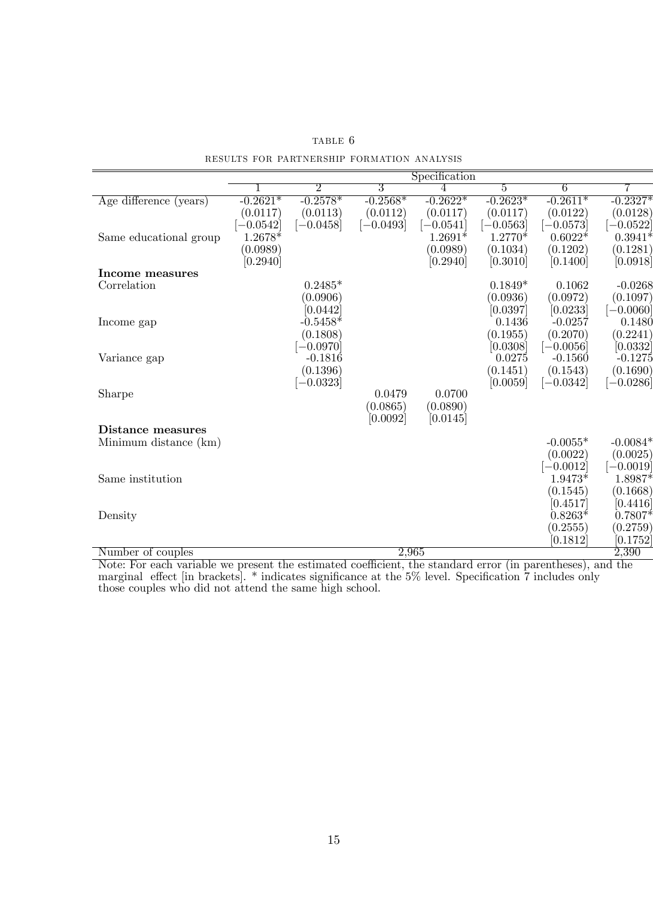TABLE 6

RESULTS FOR PARTNERSHIP FORMATION ANALYSIS

| | Specification | | | | | | |
|---|---|---|---|---|---|---|---|
| | 1 | 2 | 3 | 4 | 5 | 6 | 7 |
| Age difference (years) | -0.2621* | -0.2578* | -0.2568* | -0.2622* | -0.2623* | -0.2611* | -0.2327* |
| | (0.0117) | (0.0113) | (0.0112) | (0.0117) | (0.0117) | (0.0122) | (0.0128) |
| | [−0.0542] | [−0.0458] | [−0.0493] | [−0.0541] | [−0.0563] | [−0.0573] | [−0.0522] |
| Same educational group | 1.2678* | | | 1.2691* | 1.2770* | 0.6022* | 0.3941* |
| | (0.0989) | | | (0.0989) | (0.1034) | (0.1202) | (0.1281) |
| | [0.2940] | | | [0.2940] | [0.3010] | [0.1400] | [0.0918] |
| **Income measures** | | | | | | | |
| Correlation | | 0.2485* | | | 0.1849* | 0.1062 | -0.0268 |
| | | (0.0906) | | | (0.0936) | (0.0972) | (0.1097) |
| | | [0.0442] | | | [0.0397] | [0.0233] | [−0.0060] |
| Income gap | | -0.5458* | | | 0.1436 | -0.0257 | 0.1480 |
| | | (0.1808) | | | (0.1955) | (0.2070) | (0.2241) |
| | | [−0.0970] | | | [0.0308] | [−0.0056] | [0.0332] |
| Variance gap | | -0.1816 | | | 0.0275 | -0.1560 | -0.1275 |
| | | (0.1396) | | | (0.1451) | (0.1543) | (0.1690) |
| | | [−0.0323] | | | [0.0059] | [−0.0342] | [−0.0286] |
| Sharpe | | | 0.0479 | 0.0700 | | | |
| | | | (0.0865) | (0.0890) | | | |
| | | | [0.0092] | [0.0145] | | | |
| **Distance measures** | | | | | | | |
| Minimum distance (km) | | | | | | -0.0055* | -0.0084* |
| | | | | | | (0.0022) | (0.0025) |
| | | | | | | [−0.0012] | [−0.0019] |
| Same institution | | | | | | 1.9473* | 1.8987* |
| | | | | | | (0.1545) | (0.1668) |
| | | | | | | [0.4517] | [0.4416] |
| Density | | | | | | 0.8263* | 0.7807* |
| | | | | | | (0.2555) | (0.2759) |
| | | | | | | [0.1812] | [0.1752] |
| Number of couples | 2,965 | | | | | | 2,390 |

Note: For each variable we present the estimated coefficient, the standard error (in parentheses), and the marginal effect [in brackets]. * indicates significance at the 5% level. Specification 7 includes only those couples who did not attend the same high school.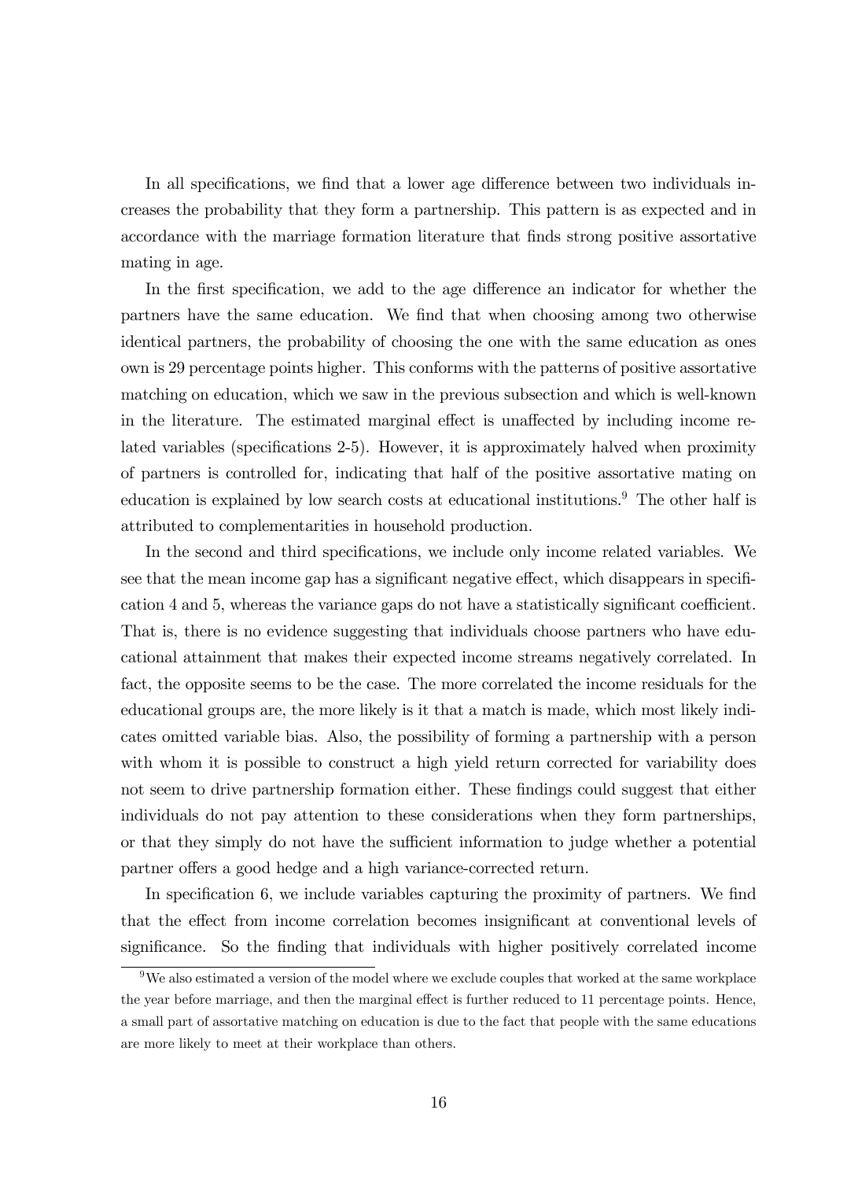In all specifications, we find that a lower age difference between two individuals increases the probability that they form a partnership. This pattern is as expected and in accordance with the marriage formation literature that finds strong positive assortative mating in age.

In the first specification, we add to the age difference an indicator for whether the partners have the same education. We find that when choosing among two otherwise identical partners, the probability of choosing the one with the same education as ones own is 29 percentage points higher. This conforms with the patterns of positive assortative matching on education, which we saw in the previous subsection and which is well-known in the literature. The estimated marginal effect is unaffected by including income related variables (specifications 2-5). However, it is approximately halved when proximity of partners is controlled for, indicating that half of the positive assortative mating on education is explained by low search costs at educational institutions.[9] The other half is attributed to complementarities in household production.

In the second and third specifications, we include only income related variables. We see that the mean income gap has a significant negative effect, which disappears in specification 4 and 5, whereas the variance gaps do not have a statistically significant coefficient. That is, there is no evidence suggesting that individuals choose partners who have educational attainment that makes their expected income streams negatively correlated. In fact, the opposite seems to be the case. The more correlated the income residuals for the educational groups are, the more likely is it that a match is made, which most likely indicates omitted variable bias. Also, the possibility of forming a partnership with a person with whom it is possible to construct a high yield return corrected for variability does not seem to drive partnership formation either. These findings could suggest that either individuals do not pay attention to these considerations when they form partnerships, or that they simply do not have the sufficient information to judge whether a potential partner offers a good hedge and a high variance-corrected return.

In specification 6, we include variables capturing the proximity of partners. We find that the effect from income correlation becomes insignificant at conventional levels of significance. So the finding that individuals with higher positively correlated income

[9] We also estimated a version of the model where we exclude couples that worked at the same workplace the year before marriage, and then the marginal effect is further reduced to 11 percentage points. Hence, a small part of assortative matching on education is due to the fact that people with the same educations are more likely to meet at their workplace than others.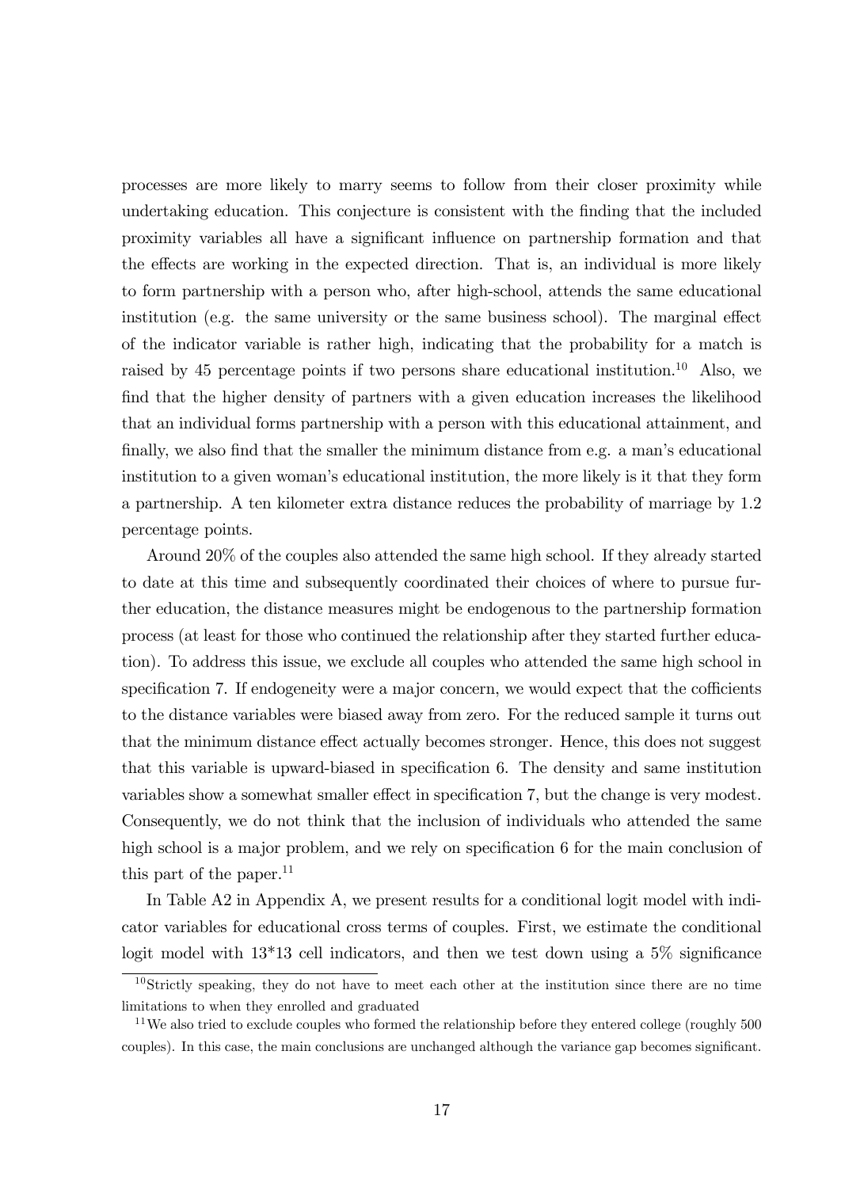processes are more likely to marry seems to follow from their closer proximity while undertaking education. This conjecture is consistent with the finding that the included proximity variables all have a significant influence on partnership formation and that the effects are working in the expected direction. That is, an individual is more likely to form partnership with a person who, after high-school, attends the same educational institution (e.g. the same university or the same business school). The marginal effect of the indicator variable is rather high, indicating that the probability for a match is raised by 45 percentage points if two persons share educational institution.[10] Also, we find that the higher density of partners with a given education increases the likelihood that an individual forms partnership with a person with this educational attainment, and finally, we also find that the smaller the minimum distance from e.g. a man's educational institution to a given woman's educational institution, the more likely is it that they form a partnership. A ten kilometer extra distance reduces the probability of marriage by 1.2 percentage points.

Around 20% of the couples also attended the same high school. If they already started to date at this time and subsequently coordinated their choices of where to pursue further education, the distance measures might be endogenous to the partnership formation process (at least for those who continued the relationship after they started further education). To address this issue, we exclude all couples who attended the same high school in specification 7. If endogeneity were a major concern, we would expect that the cofficients to the distance variables were biased away from zero. For the reduced sample it turns out that the minimum distance effect actually becomes stronger. Hence, this does not suggest that this variable is upward-biased in specification 6. The density and same institution variables show a somewhat smaller effect in specification 7, but the change is very modest. Consequently, we do not think that the inclusion of individuals who attended the same high school is a major problem, and we rely on specification 6 for the main conclusion of this part of the paper.[11]

In Table A2 in Appendix A, we present results for a conditional logit model with indicator variables for educational cross terms of couples. First, we estimate the conditional logit model with 13*13 cell indicators, and then we test down using a 5% significance

[10] Strictly speaking, they do not have to meet each other at the institution since there are no time limitations to when they enrolled and graduated

[11] We also tried to exclude couples who formed the relationship before they entered college (roughly 500 couples). In this case, the main conclusions are unchanged although the variance gap becomes significant.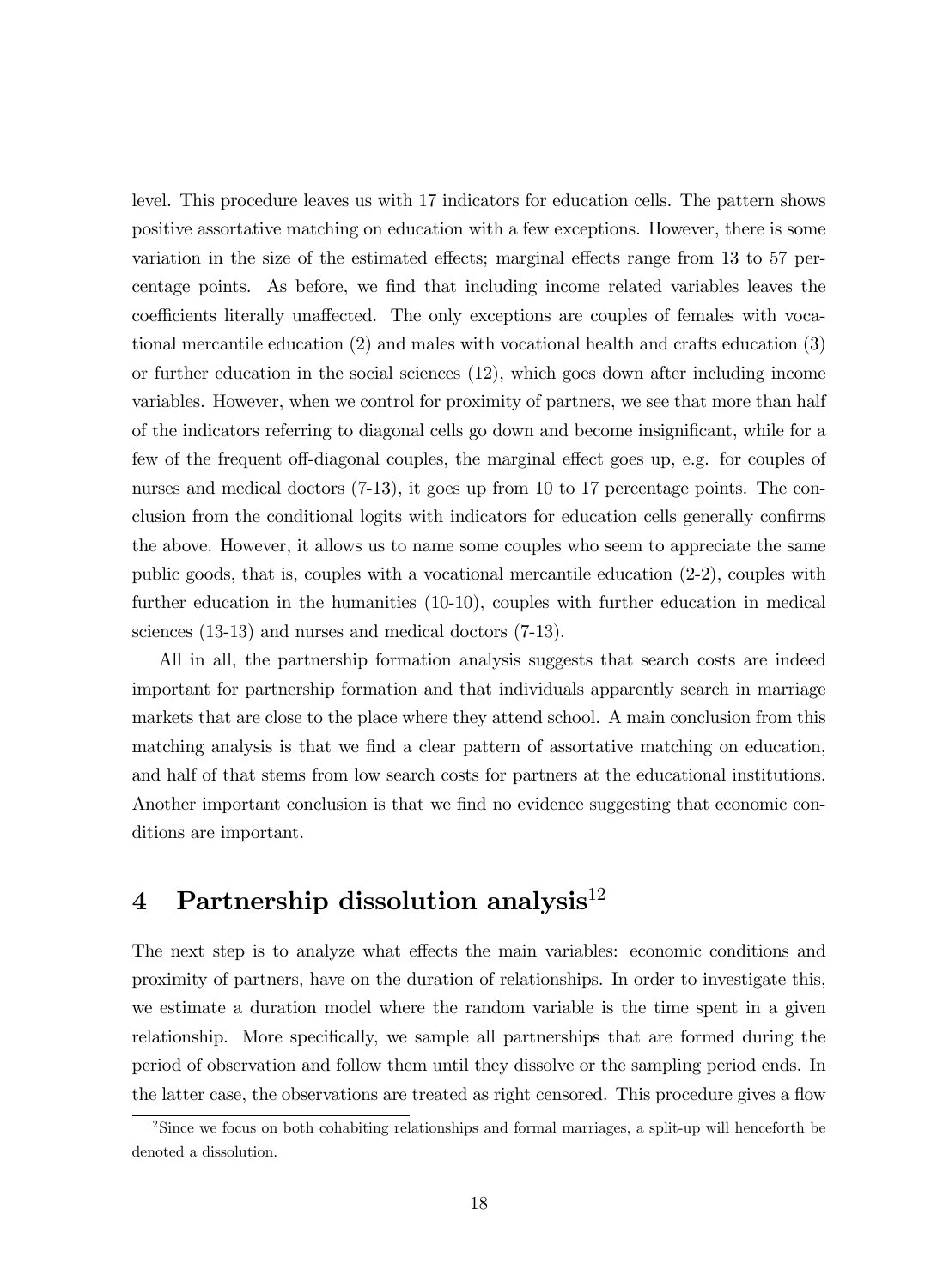level. This procedure leaves us with 17 indicators for education cells. The pattern shows positive assortative matching on education with a few exceptions. However, there is some variation in the size of the estimated effects; marginal effects range from 13 to 57 percentage points. As before, we find that including income related variables leaves the coefficients literally unaffected. The only exceptions are couples of females with vocational mercantile education (2) and males with vocational health and crafts education (3) or further education in the social sciences (12), which goes down after including income variables. However, when we control for proximity of partners, we see that more than half of the indicators referring to diagonal cells go down and become insignificant, while for a few of the frequent off-diagonal couples, the marginal effect goes up, e.g. for couples of nurses and medical doctors (7-13), it goes up from 10 to 17 percentage points. The conclusion from the conditional logits with indicators for education cells generally confirms the above. However, it allows us to name some couples who seem to appreciate the same public goods, that is, couples with a vocational mercantile education (2-2), couples with further education in the humanities (10-10), couples with further education in medical sciences (13-13) and nurses and medical doctors (7-13).

All in all, the partnership formation analysis suggests that search costs are indeed important for partnership formation and that individuals apparently search in marriage markets that are close to the place where they attend school. A main conclusion from this matching analysis is that we find a clear pattern of assortative matching on education, and half of that stems from low search costs for partners at the educational institutions. Another important conclusion is that we find no evidence suggesting that economic conditions are important.

# 4 Partnership dissolution analysis[12]

The next step is to analyze what effects the main variables: economic conditions and proximity of partners, have on the duration of relationships. In order to investigate this, we estimate a duration model where the random variable is the time spent in a given relationship. More specifically, we sample all partnerships that are formed during the period of observation and follow them until they dissolve or the sampling period ends. In the latter case, the observations are treated as right censored. This procedure gives a flow

[12] Since we focus on both cohabiting relationships and formal marriages, a split-up will henceforth be denoted a dissolution.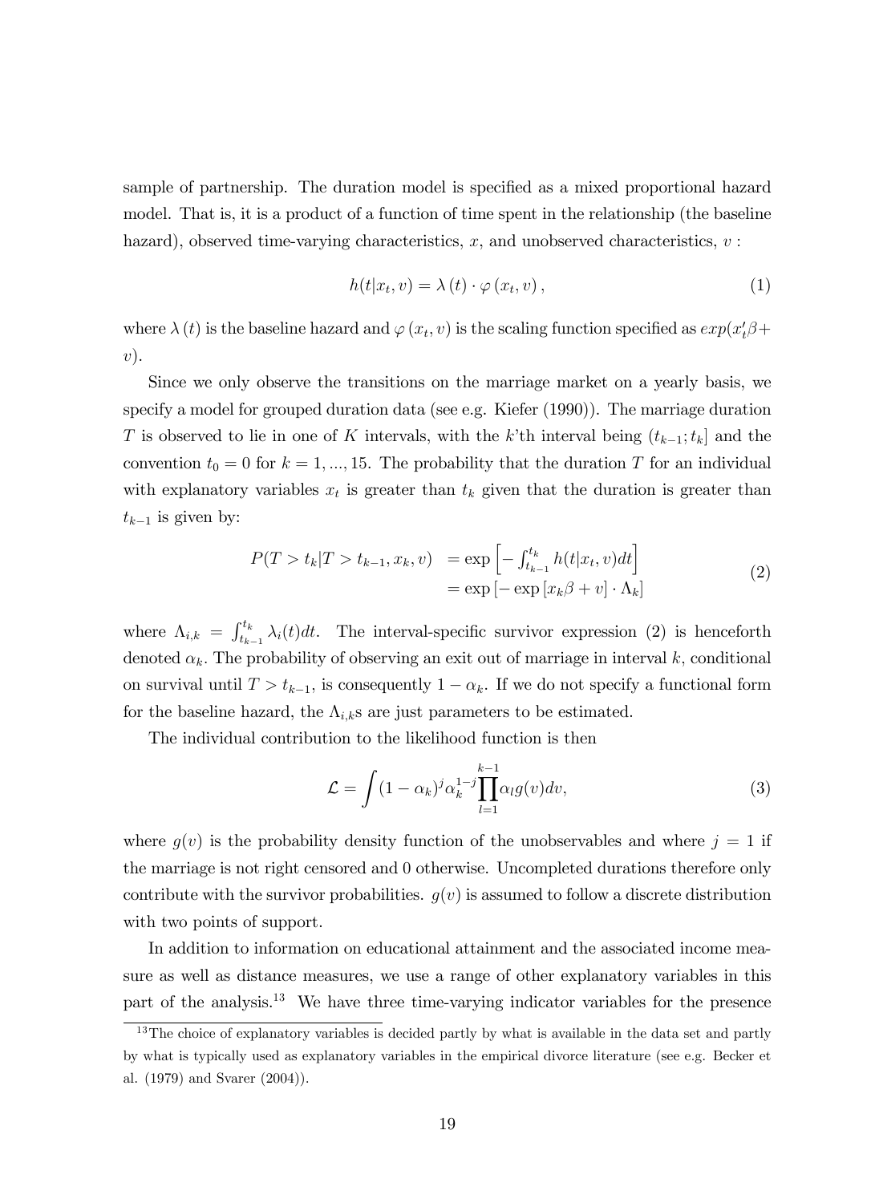sample of partnership. The duration model is specified as a mixed proportional hazard model. That is, it is a product of a function of time spent in the relationship (the baseline hazard), observed time-varying characteristics, $x$, and unobserved characteristics, $v$ :

$$h(t|x_t, v) = \lambda(t) \cdot \varphi(x_t, v), \tag{1}$$

where $\lambda(t)$ is the baseline hazard and $\varphi(x_t, v)$ is the scaling function specified as $exp(x_t'\beta + v)$.

Since we only observe the transitions on the marriage market on a yearly basis, we specify a model for grouped duration data (see e.g. Kiefer (1990)). The marriage duration $T$ is observed to lie in one of $K$ intervals, with the $k$'th interval being $(t_{k-1}; t_k]$ and the convention $t_0 = 0$ for $k = 1, ..., 15$. The probability that the duration $T$ for an individual with explanatory variables $x_t$ is greater than $t_k$ given that the duration is greater than $t_{k-1}$ is given by:

$$\begin{aligned} P(T > t_k | T > t_{k-1}, x_k, v) &= \exp\left[-\int_{t_{k-1}}^{t_k} h(t|x_t, v)dt\right] \\ &= \exp\left[-\exp\left[x_k\beta + v\right] \cdot \Lambda_k\right] \end{aligned} \tag{2}$$

where $\Lambda_{i,k} = \int_{t_{k-1}}^{t_k} \lambda_i(t)dt$. The interval-specific survivor expression (2) is henceforth denoted $\alpha_k$. The probability of observing an exit out of marriage in interval $k$, conditional on survival until $T > t_{k-1}$, is consequently $1 - \alpha_k$. If we do not specify a functional form for the baseline hazard, the $\Lambda_{i,k}$s are just parameters to be estimated.

The individual contribution to the likelihood function is then

$$\mathcal{L} = \int (1 - \alpha_k)^j \alpha_k^{1-j} \prod_{l=1}^{k-1} \alpha_l g(v) dv, \tag{3}$$

where $g(v)$ is the probability density function of the unobservables and where $j = 1$ if the marriage is not right censored and 0 otherwise. Uncompleted durations therefore only contribute with the survivor probabilities. $g(v)$ is assumed to follow a discrete distribution with two points of support.

In addition to information on educational attainment and the associated income measure as well as distance measures, we use a range of other explanatory variables in this part of the analysis.[13] We have three time-varying indicator variables for the presence

[13] The choice of explanatory variables is decided partly by what is available in the data set and partly by what is typically used as explanatory variables in the empirical divorce literature (see e.g. Becker et al. (1979) and Svarer (2004)).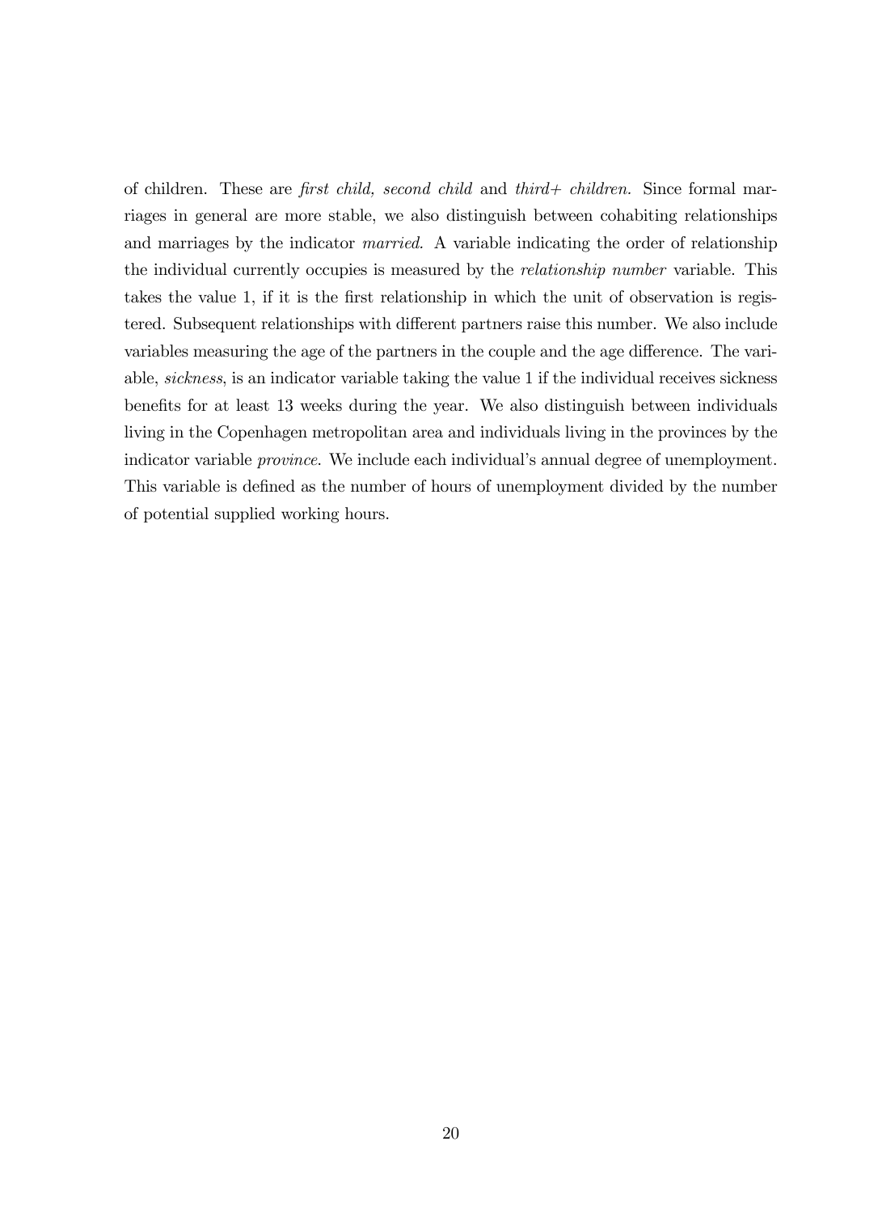of children. These are *first child, second child* and *third+ children.* Since formal marriages in general are more stable, we also distinguish between cohabiting relationships and marriages by the indicator *married.* A variable indicating the order of relationship the individual currently occupies is measured by the *relationship number* variable. This takes the value 1, if it is the first relationship in which the unit of observation is registered. Subsequent relationships with different partners raise this number. We also include variables measuring the age of the partners in the couple and the age difference. The variable, *sickness*, is an indicator variable taking the value 1 if the individual receives sickness benefits for at least 13 weeks during the year. We also distinguish between individuals living in the Copenhagen metropolitan area and individuals living in the provinces by the indicator variable *province*. We include each individual's annual degree of unemployment. This variable is defined as the number of hours of unemployment divided by the number of potential supplied working hours.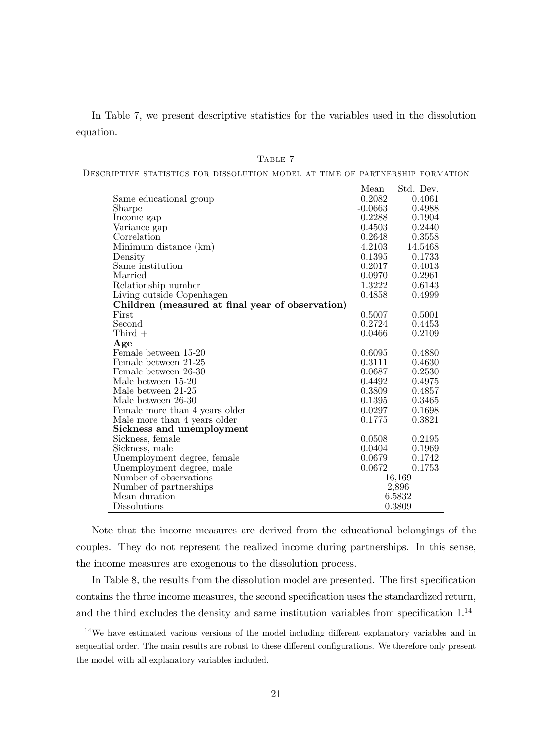In Table 7, we present descriptive statistics for the variables used in the dissolution equation.

Table 7

Descriptive statistics for dissolution model at time of partnership formation

| | Mean | Std. Dev. |
|---|---|---|
| Same educational group | 0.2082 | 0.4061 |
| Sharpe | -0.0663 | 0.4988 |
| Income gap | 0.2288 | 0.1904 |
| Variance gap | 0.4503 | 0.2440 |
| Correlation | 0.2648 | 0.3558 |
| Minimum distance (km) | 4.2103 | 14.5468 |
| Density | 0.1395 | 0.1733 |
| Same institution | 0.2017 | 0.4013 |
| Married | 0.0970 | 0.2961 |
| Relationship number | 1.3222 | 0.6143 |
| Living outside Copenhagen | 0.4858 | 0.4999 |
| **Children (measured at final year of observation)** | | |
| First | 0.5007 | 0.5001 |
| Second | 0.2724 | 0.4453 |
| Third + | 0.0466 | 0.2109 |
| **Age** | | |
| Female between 15-20 | 0.6095 | 0.4880 |
| Female between 21-25 | 0.3111 | 0.4630 |
| Female between 26-30 | 0.0687 | 0.2530 |
| Male between 15-20 | 0.4492 | 0.4975 |
| Male between 21-25 | 0.3809 | 0.4857 |
| Male between 26-30 | 0.1395 | 0.3465 |
| Female more than 4 years older | 0.0297 | 0.1698 |
| Male more than 4 years older | 0.1775 | 0.3821 |
| **Sickness and unemployment** | | |
| Sickness, female | 0.0508 | 0.2195 |
| Sickness, male | 0.0404 | 0.1969 |
| Unemployment degree, female | 0.0679 | 0.1742 |
| Unemployment degree, male | 0.0672 | 0.1753 |
| Number of observations | 16,169 | |
| Number of partnerships | 2,896 | |
| Mean duration | 6.5832 | |
| Dissolutions | 0.3809 | |

Note that the income measures are derived from the educational belongings of the couples. They do not represent the realized income during partnerships. In this sense, the income measures are exogenous to the dissolution process.

In Table 8, the results from the dissolution model are presented. The first specification contains the three income measures, the second specification uses the standardized return, and the third excludes the density and same institution variables from specification 1.[14]

[14] We have estimated various versions of the model including different explanatory variables and in sequential order. The main results are robust to these different configurations. We therefore only present the model with all explanatory variables included.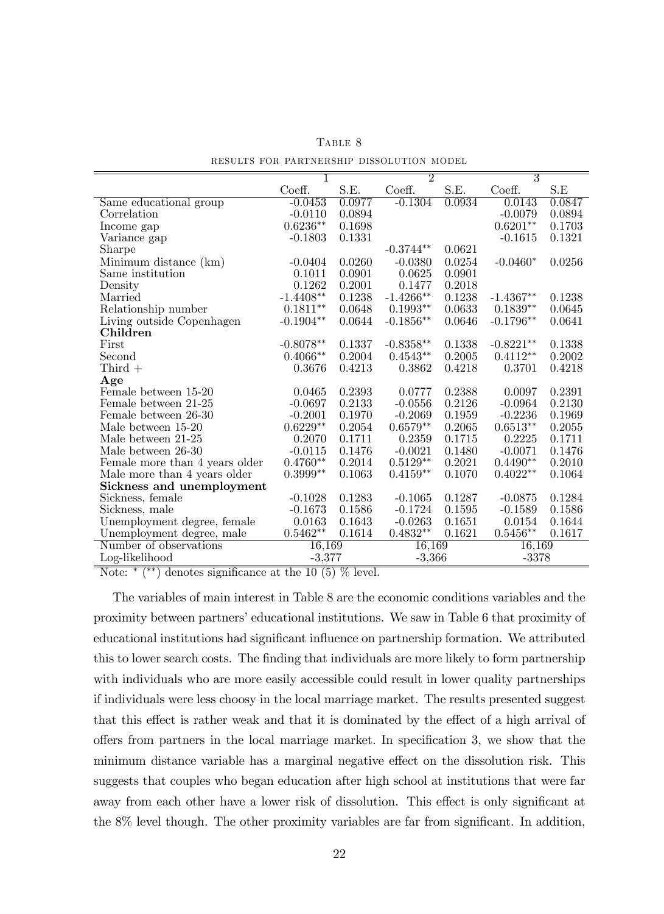Table 8

results for partnership dissolution model

| | 1 | | 2 | | 3 | |
|---|---|---|---|---|---|---|
| | Coeff. | S.E. | Coeff. | S.E. | Coeff. | S.E |
| Same educational group | -0.0453 | 0.0977 | -0.1304 | 0.0934 | 0.0143 | 0.0847 |
| Correlation | -0.0110 | 0.0894 | | | -0.0079 | 0.0894 |
| Income gap | 0.6236** | 0.1698 | | | 0.6201** | 0.1703 |
| Variance gap | -0.1803 | 0.1331 | | | -0.1615 | 0.1321 |
| Sharpe | | | -0.3744** | 0.0621 | | |
| Minimum distance (km) | -0.0404 | 0.0260 | -0.0380 | 0.0254 | -0.0460* | 0.0256 |
| Same institution | 0.1011 | 0.0901 | 0.0625 | 0.0901 | | |
| Density | 0.1262 | 0.2001 | 0.1477 | 0.2018 | | |
| Married | -1.4408** | 0.1238 | -1.4266** | 0.1238 | -1.4367** | 0.1238 |
| Relationship number | 0.1811** | 0.0648 | 0.1993** | 0.0633 | 0.1839** | 0.0645 |
| Living outside Copenhagen | -0.1904** | 0.0644 | -0.1856** | 0.0646 | -0.1796** | 0.0641 |
| **Children** | | | | | | |
| First | -0.8078** | 0.1337 | -0.8358** | 0.1338 | -0.8221** | 0.1338 |
| Second | 0.4066** | 0.2004 | 0.4543** | 0.2005 | 0.4112** | 0.2002 |
| Third + | 0.3676 | 0.4213 | 0.3862 | 0.4218 | 0.3701 | 0.4218 |
| **Age** | | | | | | |
| Female between 15-20 | 0.0465 | 0.2393 | 0.0777 | 0.2388 | 0.0097 | 0.2391 |
| Female between 21-25 | -0.0697 | 0.2133 | -0.0556 | 0.2126 | -0.0964 | 0.2130 |
| Female between 26-30 | -0.2001 | 0.1970 | -0.2069 | 0.1959 | -0.2236 | 0.1969 |
| Male between 15-20 | 0.6229** | 0.2054 | 0.6579** | 0.2065 | 0.6513** | 0.2055 |
| Male between 21-25 | 0.2070 | 0.1711 | 0.2359 | 0.1715 | 0.2225 | 0.1711 |
| Male between 26-30 | -0.0115 | 0.1476 | -0.0021 | 0.1480 | -0.0071 | 0.1476 |
| Female more than 4 years older | 0.4760** | 0.2014 | 0.5129** | 0.2021 | 0.4490** | 0.2010 |
| Male more than 4 years older | 0.3999** | 0.1063 | 0.4159** | 0.1070 | 0.4022** | 0.1064 |
| **Sickness and unemployment** | | | | | | |
| Sickness, female | -0.1028 | 0.1283 | -0.1065 | 0.1287 | -0.0875 | 0.1284 |
| Sickness, male | -0.1673 | 0.1586 | -0.1724 | 0.1595 | -0.1589 | 0.1586 |
| Unemployment degree, female | 0.0163 | 0.1643 | -0.0263 | 0.1651 | 0.0154 | 0.1644 |
| Unemployment degree, male | 0.5462** | 0.1614 | 0.4832** | 0.1621 | 0.5456** | 0.1617 |
| Number of observations | 16,169 | | 16,169 | | 16,169 | |
| Log-likelihood | -3,377 | | -3,366 | | -3378 | |

Note: * (**) denotes significance at the 10 (5) % level.

The variables of main interest in Table 8 are the economic conditions variables and the proximity between partners' educational institutions. We saw in Table 6 that proximity of educational institutions had significant influence on partnership formation. We attributed this to lower search costs. The finding that individuals are more likely to form partnership with individuals who are more easily accessible could result in lower quality partnerships if individuals were less choosy in the local marriage market. The results presented suggest that this effect is rather weak and that it is dominated by the effect of a high arrival of offers from partners in the local marriage market. In specification 3, we show that the minimum distance variable has a marginal negative effect on the dissolution risk. This suggests that couples who began education after high school at institutions that were far away from each other have a lower risk of dissolution. This effect is only significant at the 8% level though. The other proximity variables are far from significant. In addition,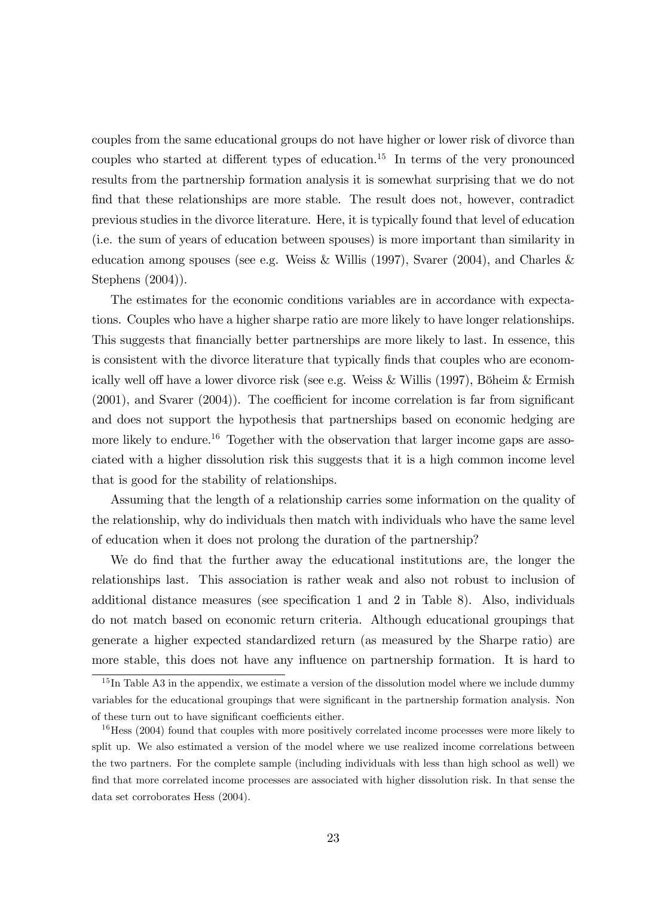couples from the same educational groups do not have higher or lower risk of divorce than couples who started at different types of education.[15] In terms of the very pronounced results from the partnership formation analysis it is somewhat surprising that we do not find that these relationships are more stable. The result does not, however, contradict previous studies in the divorce literature. Here, it is typically found that level of education (i.e. the sum of years of education between spouses) is more important than similarity in education among spouses (see e.g. Weiss & Willis (1997), Svarer (2004), and Charles & Stephens (2004)).

The estimates for the economic conditions variables are in accordance with expectations. Couples who have a higher sharpe ratio are more likely to have longer relationships. This suggests that financially better partnerships are more likely to last. In essence, this is consistent with the divorce literature that typically finds that couples who are economically well off have a lower divorce risk (see e.g. Weiss & Willis (1997), Böheim & Ermish (2001), and Svarer (2004)). The coefficient for income correlation is far from significant and does not support the hypothesis that partnerships based on economic hedging are more likely to endure.[16] Together with the observation that larger income gaps are associated with a higher dissolution risk this suggests that it is a high common income level that is good for the stability of relationships.

Assuming that the length of a relationship carries some information on the quality of the relationship, why do individuals then match with individuals who have the same level of education when it does not prolong the duration of the partnership?

We do find that the further away the educational institutions are, the longer the relationships last. This association is rather weak and also not robust to inclusion of additional distance measures (see specification 1 and 2 in Table 8). Also, individuals do not match based on economic return criteria. Although educational groupings that generate a higher expected standardized return (as measured by the Sharpe ratio) are more stable, this does not have any influence on partnership formation. It is hard to

[15] In Table A3 in the appendix, we estimate a version of the dissolution model where we include dummy variables for the educational groupings that were significant in the partnership formation analysis. Non of these turn out to have significant coefficients either.

[16] Hess (2004) found that couples with more positively correlated income processes were more likely to split up. We also estimated a version of the model where we use realized income correlations between the two partners. For the complete sample (including individuals with less than high school as well) we find that more correlated income processes are associated with higher dissolution risk. In that sense the data set corroborates Hess (2004).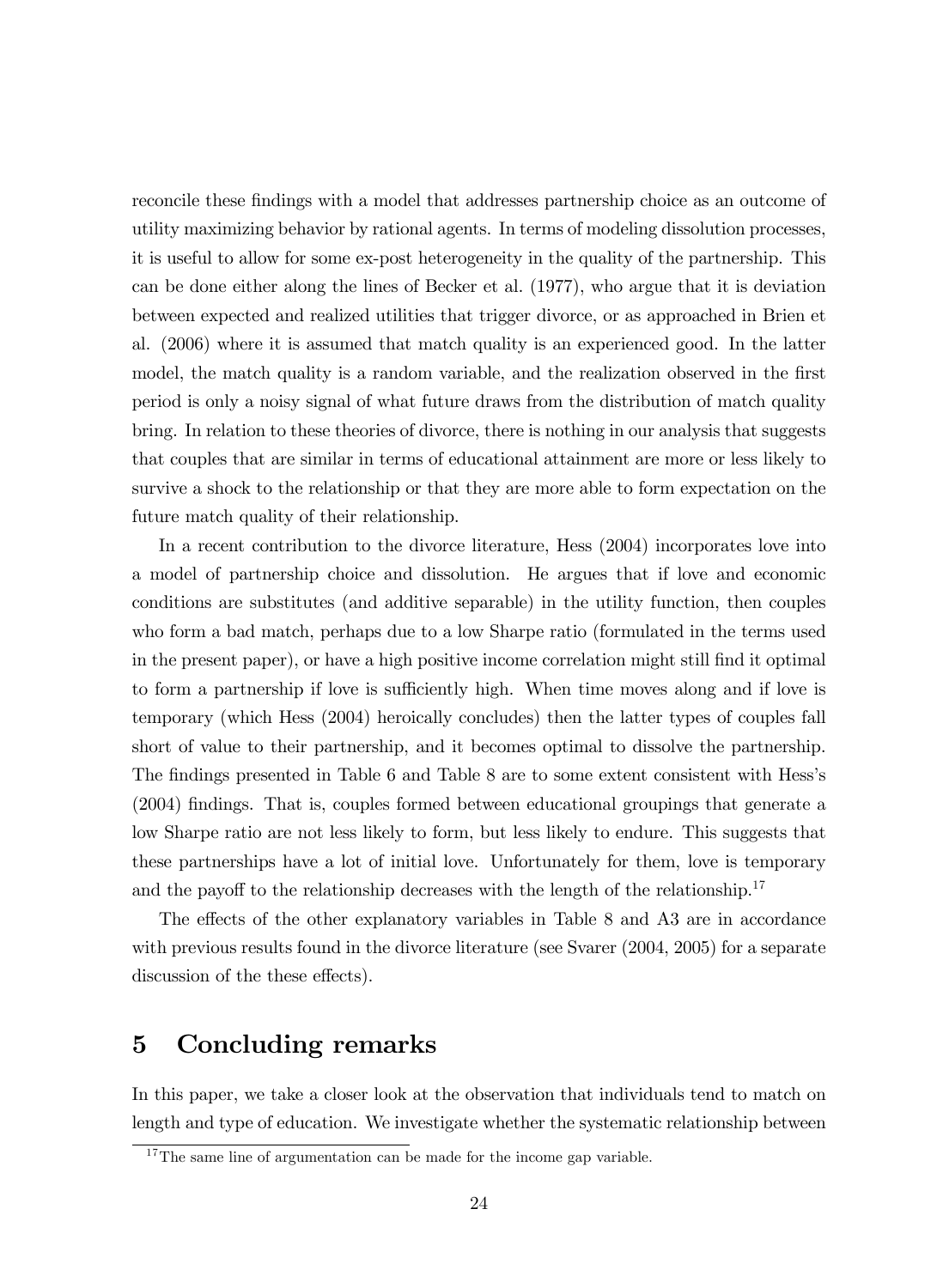reconcile these findings with a model that addresses partnership choice as an outcome of utility maximizing behavior by rational agents. In terms of modeling dissolution processes, it is useful to allow for some ex-post heterogeneity in the quality of the partnership. This can be done either along the lines of Becker et al. (1977), who argue that it is deviation between expected and realized utilities that trigger divorce, or as approached in Brien et al. (2006) where it is assumed that match quality is an experienced good. In the latter model, the match quality is a random variable, and the realization observed in the first period is only a noisy signal of what future draws from the distribution of match quality bring. In relation to these theories of divorce, there is nothing in our analysis that suggests that couples that are similar in terms of educational attainment are more or less likely to survive a shock to the relationship or that they are more able to form expectation on the future match quality of their relationship.

In a recent contribution to the divorce literature, Hess (2004) incorporates love into a model of partnership choice and dissolution. He argues that if love and economic conditions are substitutes (and additive separable) in the utility function, then couples who form a bad match, perhaps due to a low Sharpe ratio (formulated in the terms used in the present paper), or have a high positive income correlation might still find it optimal to form a partnership if love is sufficiently high. When time moves along and if love is temporary (which Hess (2004) heroically concludes) then the latter types of couples fall short of value to their partnership, and it becomes optimal to dissolve the partnership. The findings presented in Table 6 and Table 8 are to some extent consistent with Hess's (2004) findings. That is, couples formed between educational groupings that generate a low Sharpe ratio are not less likely to form, but less likely to endure. This suggests that these partnerships have a lot of initial love. Unfortunately for them, love is temporary and the payoff to the relationship decreases with the length of the relationship.[17]

The effects of the other explanatory variables in Table 8 and A3 are in accordance with previous results found in the divorce literature (see Svarer (2004, 2005) for a separate discussion of the these effects).

## 5 Concluding remarks

In this paper, we take a closer look at the observation that individuals tend to match on length and type of education. We investigate whether the systematic relationship between

[17] The same line of argumentation can be made for the income gap variable.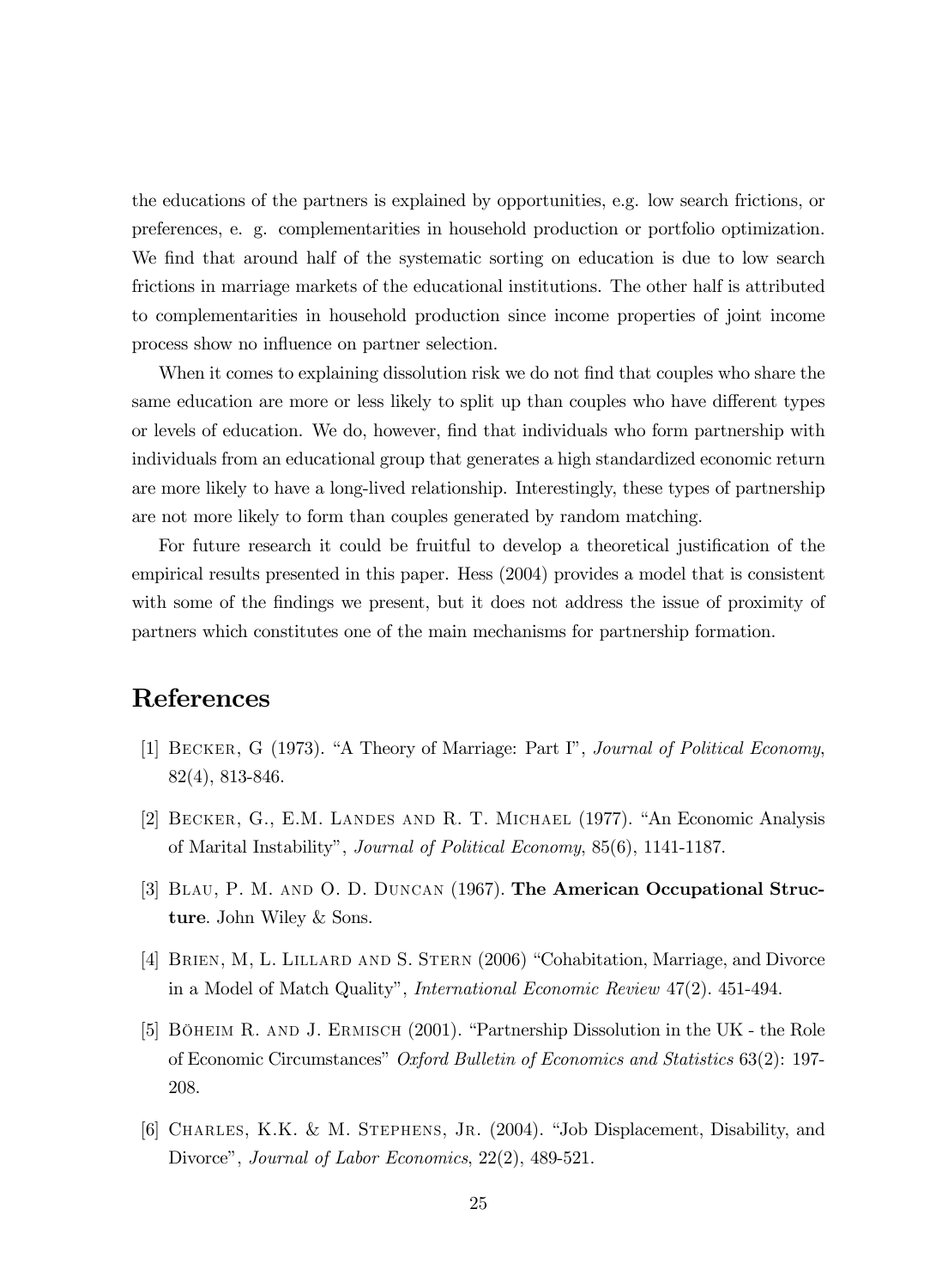the educations of the partners is explained by opportunities, e.g. low search frictions, or preferences, e. g. complementarities in household production or portfolio optimization. We find that around half of the systematic sorting on education is due to low search frictions in marriage markets of the educational institutions. The other half is attributed to complementarities in household production since income properties of joint income process show no influence on partner selection.

When it comes to explaining dissolution risk we do not find that couples who share the same education are more or less likely to split up than couples who have different types or levels of education. We do, however, find that individuals who form partnership with individuals from an educational group that generates a high standardized economic return are more likely to have a long-lived relationship. Interestingly, these types of partnership are not more likely to form than couples generated by random matching.

For future research it could be fruitful to develop a theoretical justification of the empirical results presented in this paper. Hess (2004) provides a model that is consistent with some of the findings we present, but it does not address the issue of proximity of partners which constitutes one of the main mechanisms for partnership formation.

# References

[1] Becker, G (1973). "A Theory of Marriage: Part I", *Journal of Political Economy*, 82(4), 813-846.

[2] Becker, G., E.M. Landes and R. T. Michael (1977). "An Economic Analysis of Marital Instability", *Journal of Political Economy*, 85(6), 1141-1187.

[3] Blau, P. M. and O. D. Duncan (1967). **The American Occupational Structure**. John Wiley & Sons.

[4] Brien, M, L. Lillard and S. Stern (2006) "Cohabitation, Marriage, and Divorce in a Model of Match Quality", *International Economic Review* 47(2). 451-494.

[5] Böheim R. and J. Ermisch (2001). "Partnership Dissolution in the UK - the Role of Economic Circumstances" *Oxford Bulletin of Economics and Statistics* 63(2): 197-208.

[6] Charles, K.K. & M. Stephens, Jr. (2004). "Job Displacement, Disability, and Divorce", *Journal of Labor Economics*, 22(2), 489-521.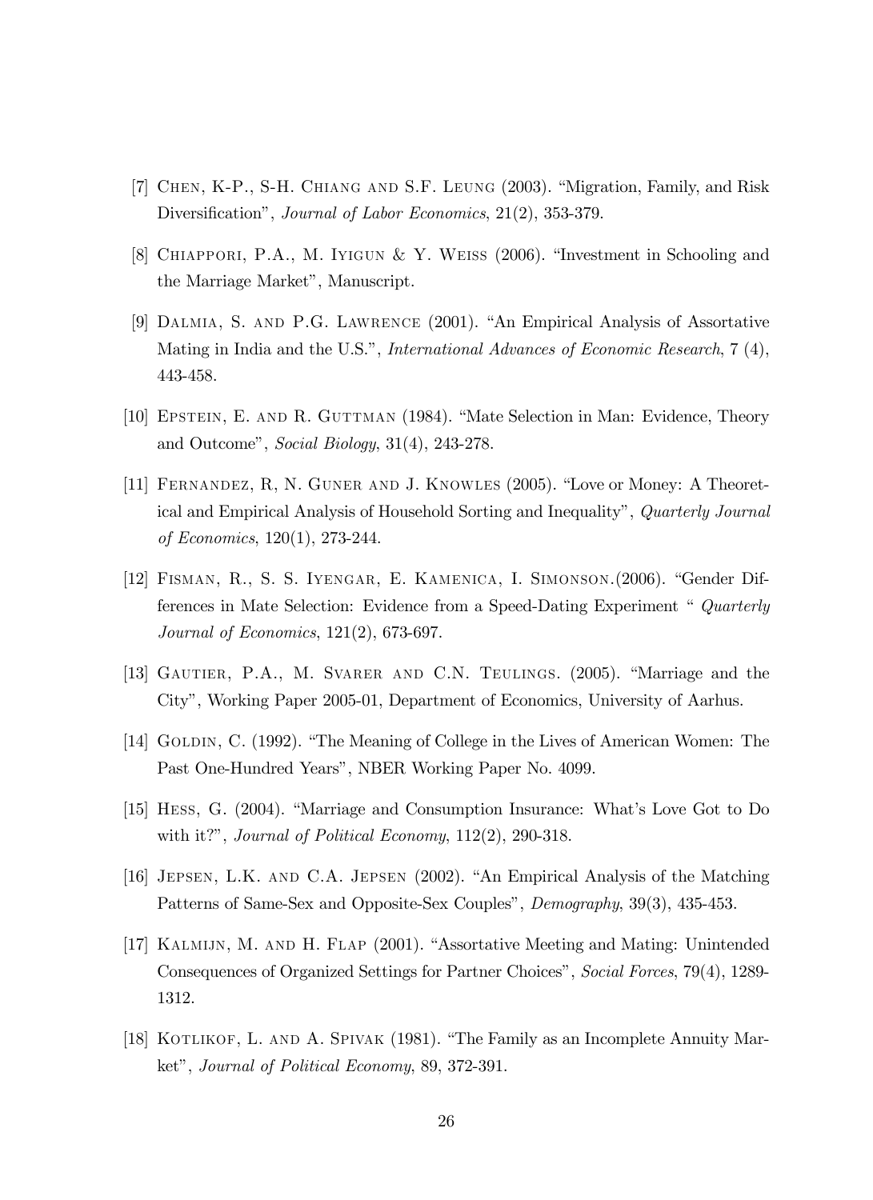[7] Chen, K-P., S-H. Chiang and S.F. Leung (2003). "Migration, Family, and Risk Diversification", *Journal of Labor Economics*, 21(2), 353-379.

[8] Chiappori, P.A., M. Iyigun & Y. Weiss (2006). "Investment in Schooling and the Marriage Market", Manuscript.

[9] Dalmia, S. and P.G. Lawrence (2001). "An Empirical Analysis of Assortative Mating in India and the U.S.", *International Advances of Economic Research*, 7 (4), 443-458.

[10] Epstein, E. and R. Guttman (1984). "Mate Selection in Man: Evidence, Theory and Outcome", *Social Biology*, 31(4), 243-278.

[11] Fernandez, R, N. Guner and J. Knowles (2005). "Love or Money: A Theoretical and Empirical Analysis of Household Sorting and Inequality", *Quarterly Journal of Economics*, 120(1), 273-244.

[12] Fisman, R., S. S. Iyengar, E. Kamenica, I. Simonson.(2006). "Gender Differences in Mate Selection: Evidence from a Speed-Dating Experiment " *Quarterly Journal of Economics*, 121(2), 673-697.

[13] Gautier, P.A., M. Svarer and C.N. Teulings. (2005). "Marriage and the City", Working Paper 2005-01, Department of Economics, University of Aarhus.

[14] Goldin, C. (1992). "The Meaning of College in the Lives of American Women: The Past One-Hundred Years", NBER Working Paper No. 4099.

[15] Hess, G. (2004). "Marriage and Consumption Insurance: What's Love Got to Do with it?", *Journal of Political Economy*, 112(2), 290-318.

[16] Jepsen, L.K. and C.A. Jepsen (2002). "An Empirical Analysis of the Matching Patterns of Same-Sex and Opposite-Sex Couples", *Demography*, 39(3), 435-453.

[17] Kalmijn, M. and H. Flap (2001). "Assortative Meeting and Mating: Unintended Consequences of Organized Settings for Partner Choices", *Social Forces*, 79(4), 1289-1312.

[18] Kotlikof, L. and A. Spivak (1981). "The Family as an Incomplete Annuity Market", *Journal of Political Economy*, 89, 372-391.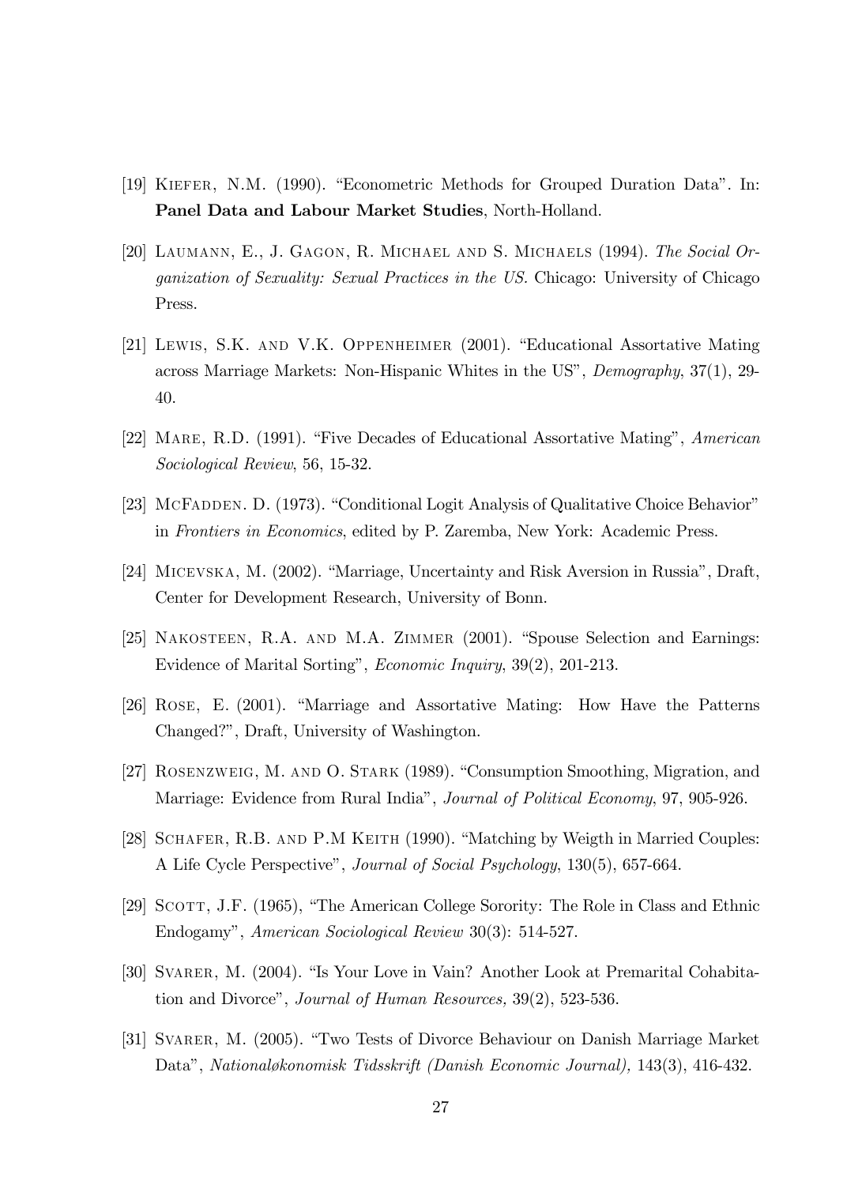[19] Kiefer, N.M. (1990). "Econometric Methods for Grouped Duration Data". In: **Panel Data and Labour Market Studies**, North-Holland.

[20] Laumann, E., J. Gagon, R. Michael and S. Michaels (1994). *The Social Organization of Sexuality: Sexual Practices in the US.* Chicago: University of Chicago Press.

[21] Lewis, S.K. and V.K. Oppenheimer (2001). "Educational Assortative Mating across Marriage Markets: Non-Hispanic Whites in the US", *Demography*, 37(1), 29-40.

[22] Mare, R.D. (1991). "Five Decades of Educational Assortative Mating", *American Sociological Review*, 56, 15-32.

[23] McFadden. D. (1973). "Conditional Logit Analysis of Qualitative Choice Behavior" in *Frontiers in Economics*, edited by P. Zaremba, New York: Academic Press.

[24] Micevska, M. (2002). "Marriage, Uncertainty and Risk Aversion in Russia", Draft, Center for Development Research, University of Bonn.

[25] Nakosteen, R.A. and M.A. Zimmer (2001). "Spouse Selection and Earnings: Evidence of Marital Sorting", *Economic Inquiry*, 39(2), 201-213.

[26] Rose, E. (2001). "Marriage and Assortative Mating: How Have the Patterns Changed?", Draft, University of Washington.

[27] Rosenzweig, M. and O. Stark (1989). "Consumption Smoothing, Migration, and Marriage: Evidence from Rural India", *Journal of Political Economy*, 97, 905-926.

[28] Schafer, R.B. and P.M Keith (1990). "Matching by Weigth in Married Couples: A Life Cycle Perspective", *Journal of Social Psychology*, 130(5), 657-664.

[29] Scott, J.F. (1965), "The American College Sorority: The Role in Class and Ethnic Endogamy", *American Sociological Review* 30(3): 514-527.

[30] Svarer, M. (2004). "Is Your Love in Vain? Another Look at Premarital Cohabitation and Divorce", *Journal of Human Resources,* 39(2), 523-536.

[31] Svarer, M. (2005). "Two Tests of Divorce Behaviour on Danish Marriage Market Data", *Nationaløkonomisk Tidsskrift (Danish Economic Journal),* 143(3), 416-432.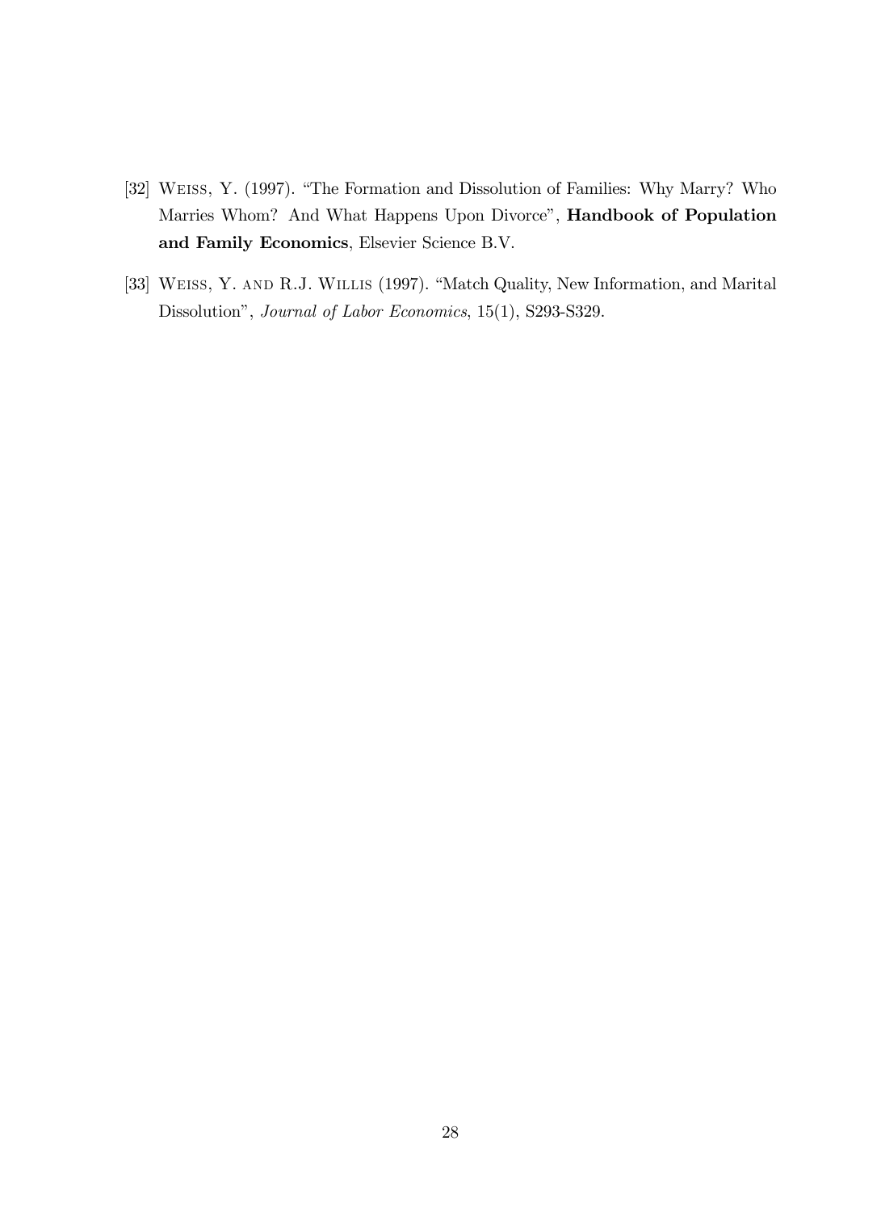[32] Weiss, Y. (1997). "The Formation and Dissolution of Families: Why Marry? Who Marries Whom? And What Happens Upon Divorce", **Handbook of Population and Family Economics**, Elsevier Science B.V.

[33] Weiss, Y. and R.J. Willis (1997). "Match Quality, New Information, and Marital Dissolution", *Journal of Labor Economics*, 15(1), S293-S329.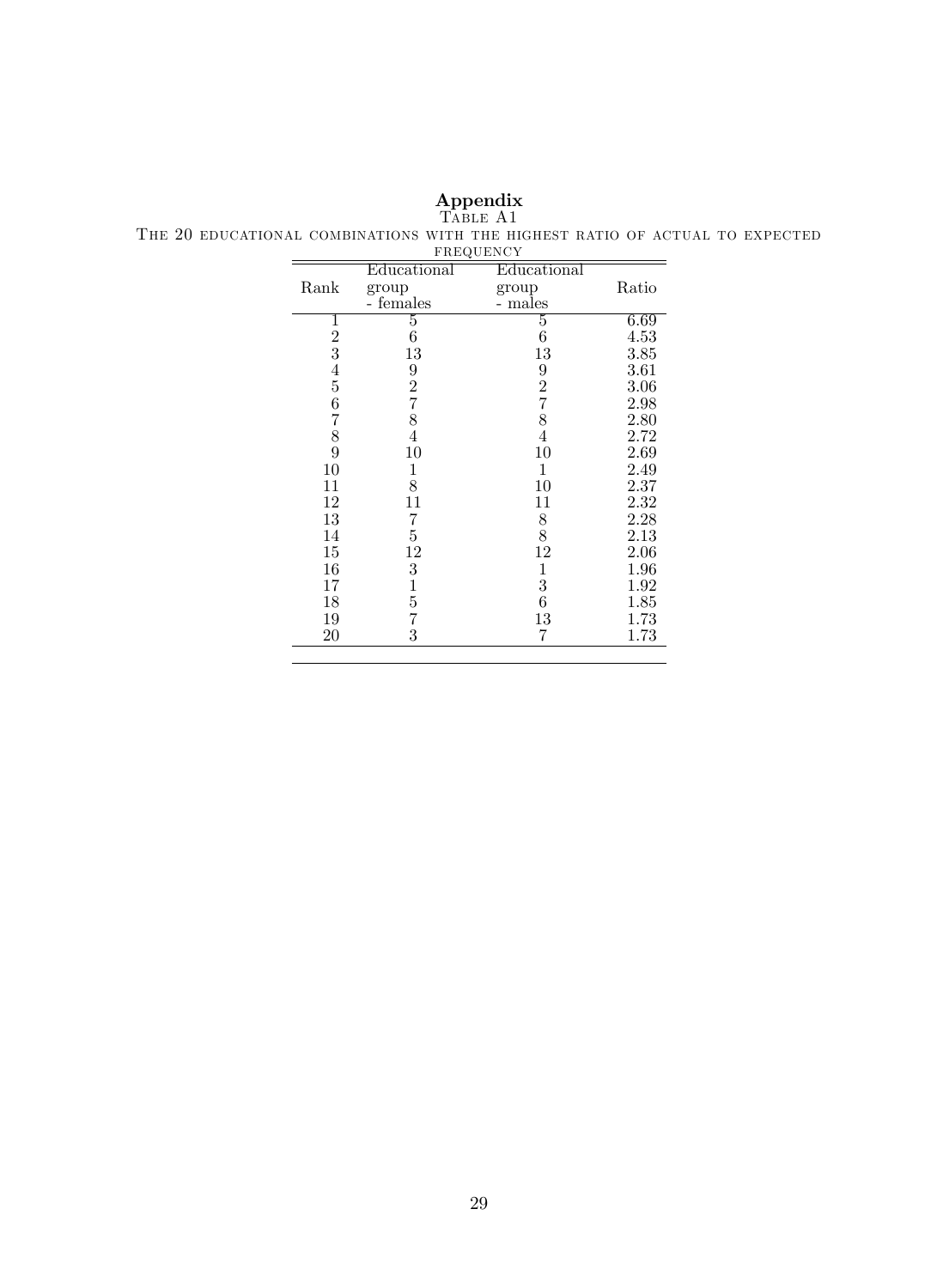# Appendix

Table A1

The 20 educational combinations with the highest ratio of actual to expected frequency

| Rank | Educational group - females | Educational group - males | Ratio |
|---|---|---|---|
| 1 | 5 | 5 | 6.69 |
| 2 | 6 | 6 | 4.53 |
| 3 | 13 | 13 | 3.85 |
| 4 | 9 | 9 | 3.61 |
| 5 | 2 | 2 | 3.06 |
| 6 | 7 | 7 | 2.98 |
| 7 | 8 | 8 | 2.80 |
| 8 | 4 | 4 | 2.72 |
| 9 | 10 | 10 | 2.69 |
| 10 | 1 | 1 | 2.49 |
| 11 | 8 | 10 | 2.37 |
| 12 | 11 | 11 | 2.32 |
| 13 | 7 | 8 | 2.28 |
| 14 | 5 | 8 | 2.13 |
| 15 | 12 | 12 | 2.06 |
| 16 | 3 | 1 | 1.96 |
| 17 | 1 | 3 | 1.92 |
| 18 | 5 | 6 | 1.85 |
| 19 | 7 | 13 | 1.73 |
| 20 | 3 | 7 | 1.73 |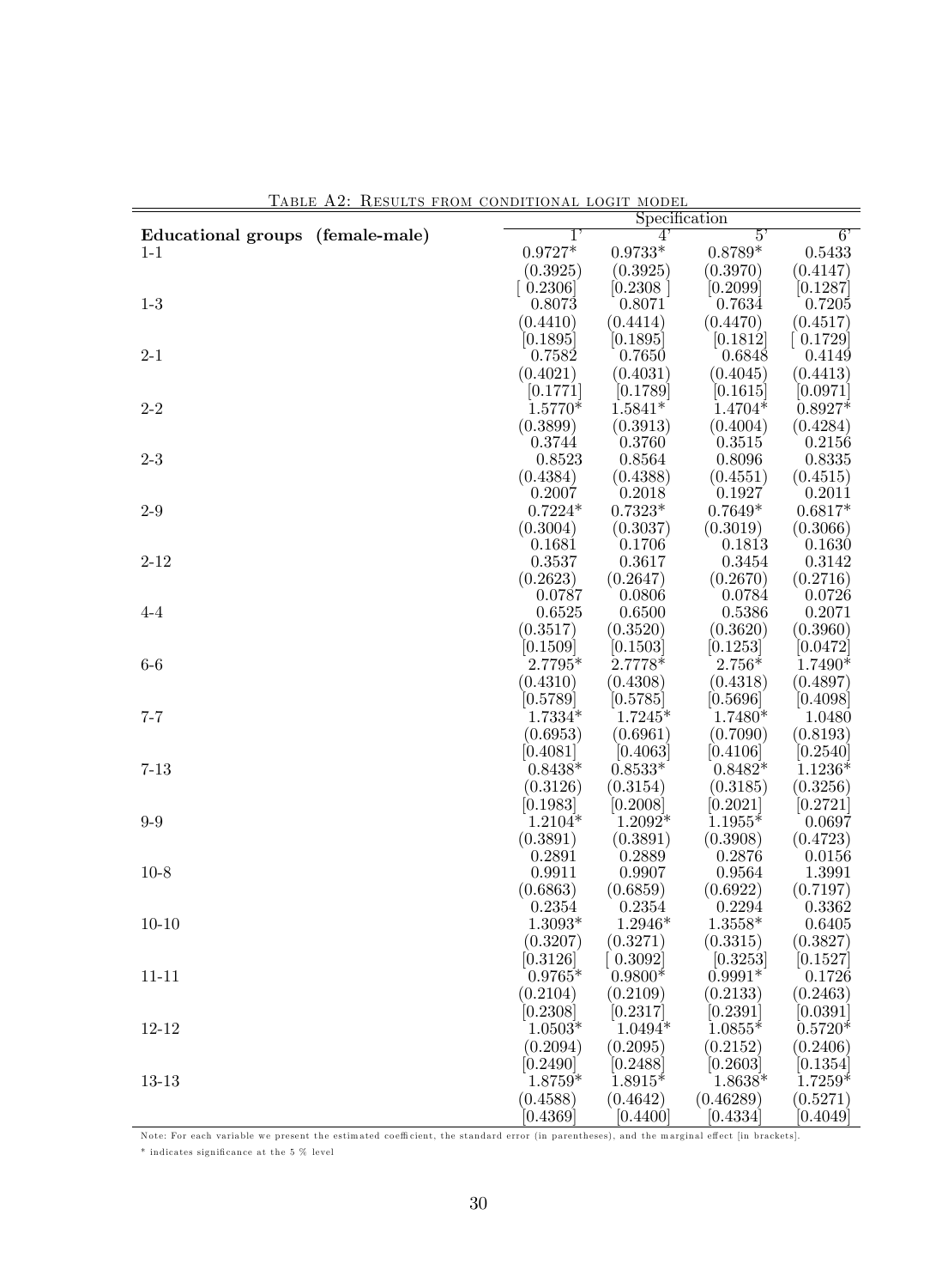TABLE A2: RESULTS FROM CONDITIONAL LOGIT MODEL

| | Specification | | | |
|---|---|---|---|---|
| **Educational groups (female-male)** | 1' | 4' | 5' | 6' |
| 1-1 | 0.9727* | 0.9733* | 0.8789* | 0.5433 |
| | (0.3925) | (0.3925) | (0.3970) | (0.4147) |
| | [ 0.2306] | [0.2308 ] | [0.2099] | [0.1287] |
| 1-3 | 0.8073 | 0.8071 | 0.7634 | 0.7205 |
| | (0.4410) | (0.4414) | (0.4470) | (0.4517) |
| | [0.1895] | [0.1895] | [0.1812] | [ 0.1729] |
| 2-1 | 0.7582 | 0.7650 | 0.6848 | 0.4149 |
| | (0.4021) | (0.4031) | (0.4045) | (0.4413) |
| | [0.1771] | [0.1789] | [0.1615] | [0.0971] |
| 2-2 | 1.5770* | 1.5841* | 1.4704* | 0.8927* |
| | (0.3899) | (0.3913) | (0.4004) | (0.4284) |
| | 0.3744 | 0.3760 | 0.3515 | 0.2156 |
| 2-3 | 0.8523 | 0.8564 | 0.8096 | 0.8335 |
| | (0.4384) | (0.4388) | (0.4551) | (0.4515) |
| | 0.2007 | 0.2018 | 0.1927 | 0.2011 |
| 2-9 | 0.7224* | 0.7323* | 0.7649* | 0.6817* |
| | (0.3004) | (0.3037) | (0.3019) | (0.3066) |
| | 0.1681 | 0.1706 | 0.1813 | 0.1630 |
| 2-12 | 0.3537 | 0.3617 | 0.3454 | 0.3142 |
| | (0.2623) | (0.2647) | (0.2670) | (0.2716) |
| | 0.0787 | 0.0806 | 0.0784 | 0.0726 |
| 4-4 | 0.6525 | 0.6500 | 0.5386 | 0.2071 |
| | (0.3517) | (0.3520) | (0.3620) | (0.3960) |
| | [0.1509] | [0.1503] | [0.1253] | [0.0472] |
| 6-6 | 2.7795* | 2.7778* | 2.756* | 1.7490* |
| | (0.4310) | (0.4308) | (0.4318) | (0.4897) |
| | [0.5789] | [0.5785] | [0.5696] | [0.4098] |
| 7-7 | 1.7334* | 1.7245* | 1.7480* | 1.0480 |
| | (0.6953) | (0.6961) | (0.7090) | (0.8193) |
| | [0.4081] | [0.4063] | [0.4106] | [0.2540] |
| 7-13 | 0.8438* | 0.8533* | 0.8482* | 1.1236* |
| | (0.3126) | (0.3154) | (0.3185) | (0.3256) |
| | [0.1983] | [0.2008] | [0.2021] | [0.2721] |
| 9-9 | 1.2104* | 1.2092* | 1.1955* | 0.0697 |
| | (0.3891) | (0.3891) | (0.3908) | (0.4723) |
| | 0.2891 | 0.2889 | 0.2876 | 0.0156 |
| 10-8 | 0.9911 | 0.9907 | 0.9564 | 1.3991 |
| | (0.6863) | (0.6859) | (0.6922) | (0.7197) |
| | 0.2354 | 0.2354 | 0.2294 | 0.3362 |
| 10-10 | 1.3093* | 1.2946* | 1.3558* | 0.6405 |
| | (0.3207) | (0.3271) | (0.3315) | (0.3827) |
| | [0.3126] | [ 0.3092] | [0.3253] | [0.1527] |
| 11-11 | 0.9765* | 0.9800* | 0.9991* | 0.1726 |
| | (0.2104) | (0.2109) | (0.2133) | (0.2463) |
| | [0.2308] | [0.2317] | [0.2391] | [0.0391] |
| 12-12 | 1.0503* | 1.0494* | 1.0855* | 0.5720* |
| | (0.2094) | (0.2095) | (0.2152) | (0.2406) |
| | [0.2490] | [0.2488] | [0.2603] | [0.1354] |
| 13-13 | 1.8759* | 1.8915* | 1.8638* | 1.7259* |
| | (0.4588) | (0.4642) | (0.46289) | (0.5271) |
| | [0.4369] | [0.4400] | [0.4334] | [0.4049] |

Note: For each variable we present the estimated coefficient, the standard error (in parentheses), and the marginal effect [in brackets].

* indicates significance at the 5 % level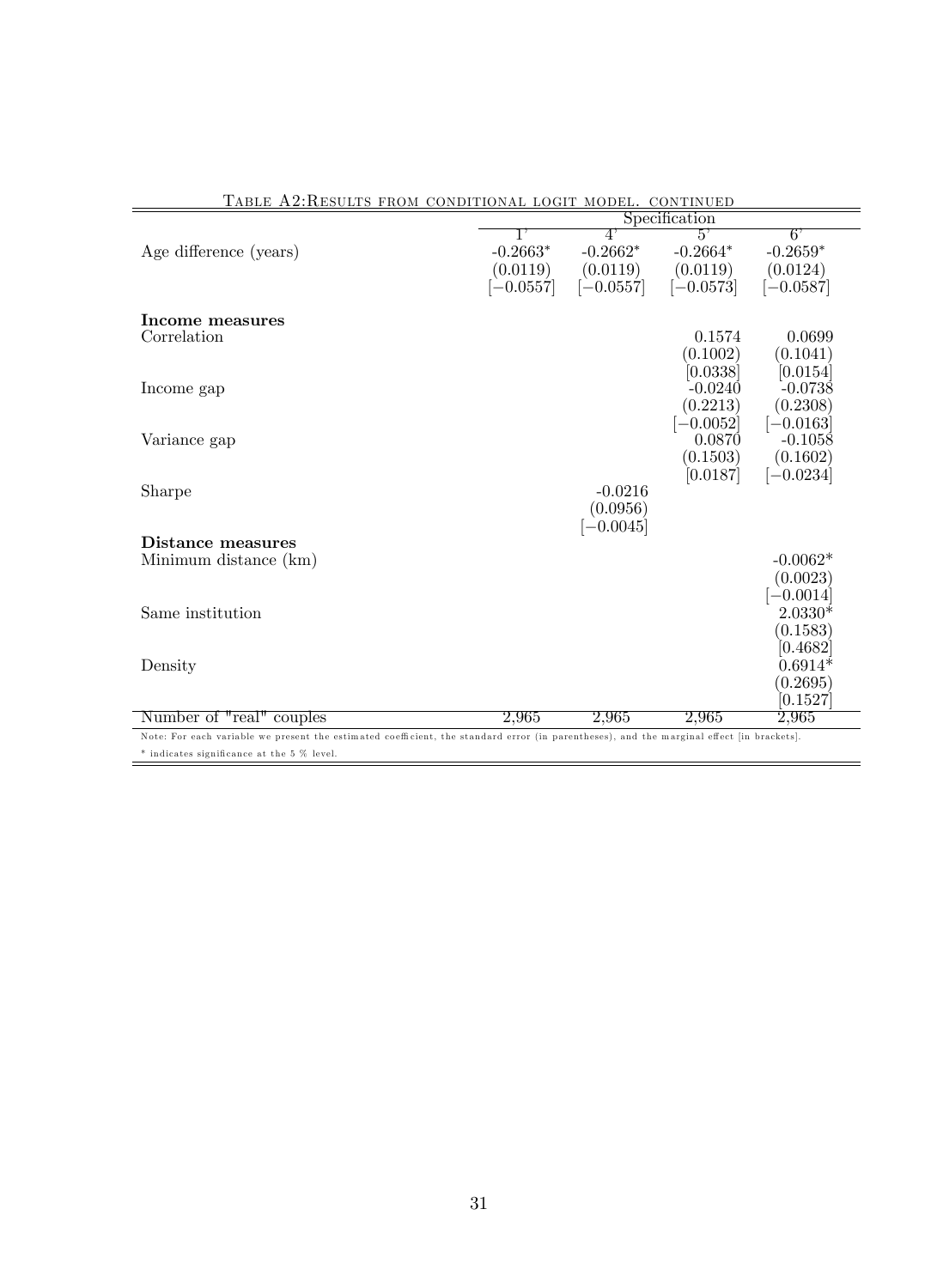Table A2: Results from conditional logit model. continued

| | Specification | | | |
|---|---|---|---|---|
| | 1' | 4' | 5' | 6' |
| Age difference (years) | -0.2663* | -0.2662* | -0.2664* | -0.2659* |
| | (0.0119) | (0.0119) | (0.0119) | (0.0124) |
| | [−0.0557] | [−0.0557] | [−0.0573] | [−0.0587] |
| **Income measures** | | | | |
| Correlation | | | 0.1574 | 0.0699 |
| | | | (0.1002) | (0.1041) |
| | | | [0.0338] | [0.0154] |
| Income gap | | | -0.0240 | -0.0738 |
| | | | (0.2213) | (0.2308) |
| | | | [−0.0052] | [−0.0163] |
| Variance gap | | | 0.0870 | -0.1058 |
| | | | (0.1503) | (0.1602) |
| | | | [0.0187] | [−0.0234] |
| Sharpe | | -0.0216 | | |
| | | (0.0956) | | |
| | | [−0.0045] | | |
| **Distance measures** | | | | |
| Minimum distance (km) | | | | -0.0062* |
| | | | | (0.0023) |
| | | | | [−0.0014] |
| Same institution | | | | 2.0330* |
| | | | | (0.1583) |
| | | | | [0.4682] |
| Density | | | | 0.6914* |
| | | | | (0.2695) |
| | | | | [0.1527] |
| Number of "real" couples | 2,965 | 2,965 | 2,965 | 2,965 |

Note: For each variable we present the estimated coefficient, the standard error (in parentheses), and the marginal effect [in brackets].

* indicates significance at the 5 % level.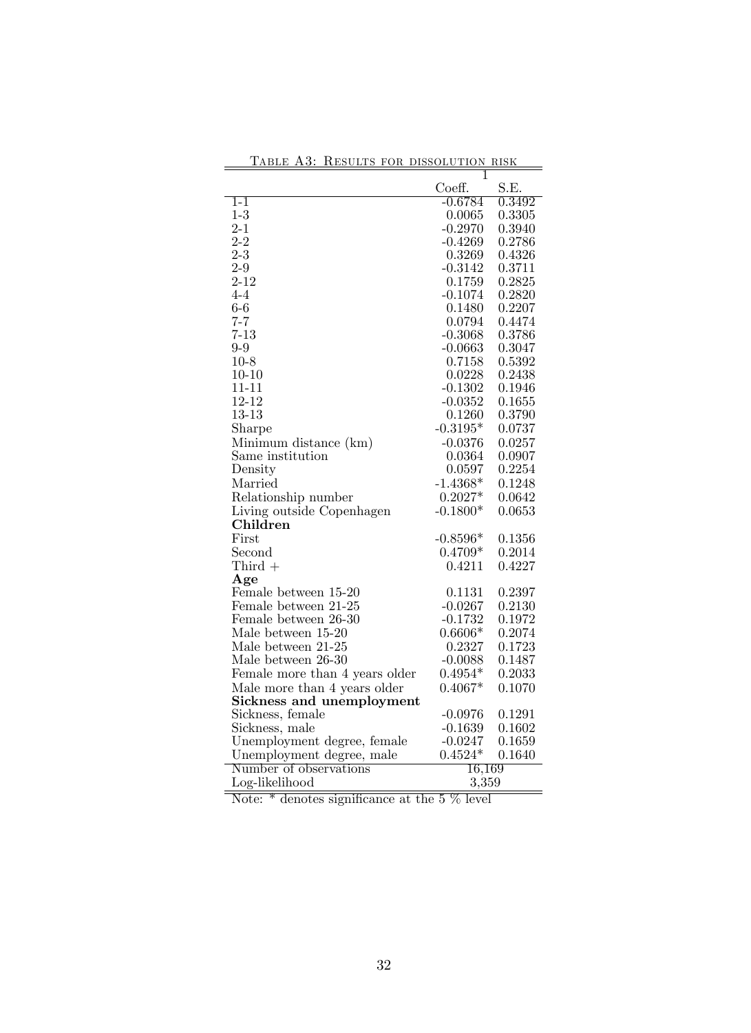Table A3: Results for dissolution risk

| | 1 | |
|---|---|---|
| | Coeff. | S.E. |
| 1-1 | -0.6784 | 0.3492 |
| 1-3 | 0.0065 | 0.3305 |
| 2-1 | -0.2970 | 0.3940 |
| 2-2 | -0.4269 | 0.2786 |
| 2-3 | 0.3269 | 0.4326 |
| 2-9 | -0.3142 | 0.3711 |
| 2-12 | 0.1759 | 0.2825 |
| 4-4 | -0.1074 | 0.2820 |
| 6-6 | 0.1480 | 0.2207 |
| 7-7 | 0.0794 | 0.4474 |
| 7-13 | -0.3068 | 0.3786 |
| 9-9 | -0.0663 | 0.3047 |
| 10-8 | 0.7158 | 0.5392 |
| 10-10 | 0.0228 | 0.2438 |
| 11-11 | -0.1302 | 0.1946 |
| 12-12 | -0.0352 | 0.1655 |
| 13-13 | 0.1260 | 0.3790 |
| Sharpe | -0.3195* | 0.0737 |
| Minimum distance (km) | -0.0376 | 0.0257 |
| Same institution | 0.0364 | 0.0907 |
| Density | 0.0597 | 0.2254 |
| Married | -1.4368* | 0.1248 |
| Relationship number | 0.2027* | 0.0642 |
| Living outside Copenhagen | -0.1800* | 0.0653 |
| **Children** | | |
| First | -0.8596* | 0.1356 |
| Second | 0.4709* | 0.2014 |
| Third + | 0.4211 | 0.4227 |
| **Age** | | |
| Female between 15-20 | 0.1131 | 0.2397 |
| Female between 21-25 | -0.0267 | 0.2130 |
| Female between 26-30 | -0.1732 | 0.1972 |
| Male between 15-20 | 0.6606* | 0.2074 |
| Male between 21-25 | 0.2327 | 0.1723 |
| Male between 26-30 | -0.0088 | 0.1487 |
| Female more than 4 years older | 0.4954* | 0.2033 |
| Male more than 4 years older | 0.4067* | 0.1070 |
| **Sickness and unemployment** | | |
| Sickness, female | -0.0976 | 0.1291 |
| Sickness, male | -0.1639 | 0.1602 |
| Unemployment degree, female | -0.0247 | 0.1659 |
| Unemployment degree, male | 0.4524* | 0.1640 |
| Number of observations | 16,169 | |
| Log-likelihood | 3,359 | |

Note: * denotes significance at the 5 % level